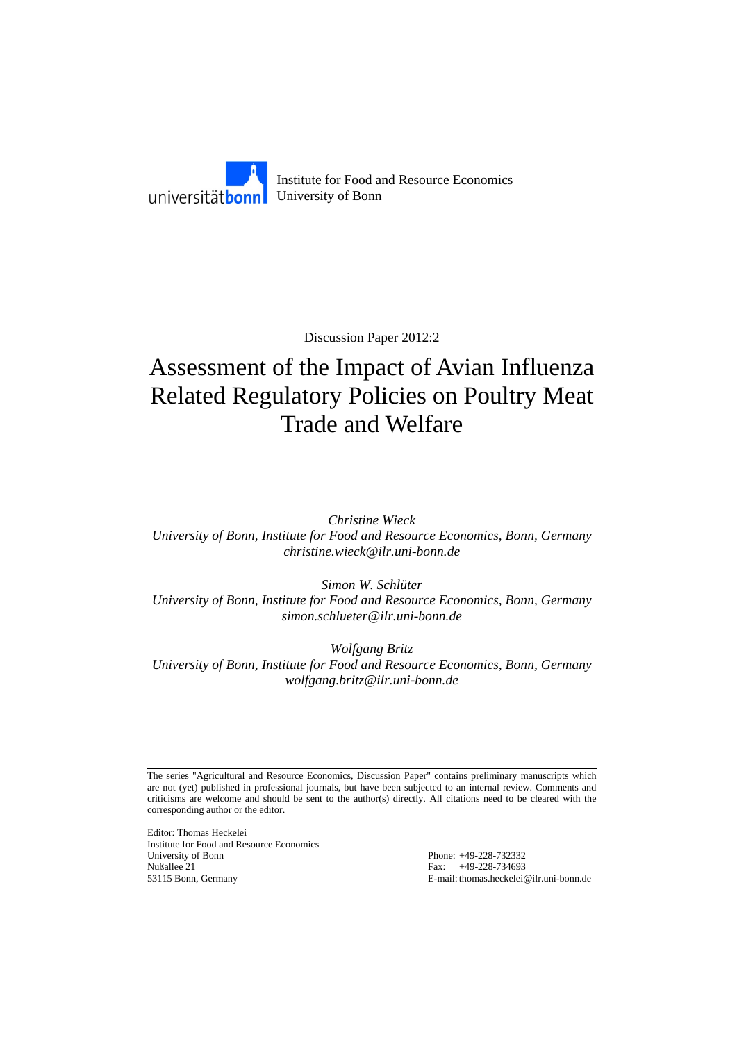universitätbonn Institute for Food and Resource Economics
University of Bonn

Discussion Paper 2012:2

# Assessment of the Impact of Avian Influenza Related Regulatory Policies on Poultry Meat Trade and Welfare

*Christine Wieck*
*University of Bonn, Institute for Food and Resource Economics, Bonn, Germany*
*christine.wieck@ilr.uni-bonn.de*

*Simon W. Schlüter*
*University of Bonn, Institute for Food and Resource Economics, Bonn, Germany*
*simon.schlueter@ilr.uni-bonn.de*

*Wolfgang Britz*
*University of Bonn, Institute for Food and Resource Economics, Bonn, Germany*
*wolfgang.britz@ilr.uni-bonn.de*

---

The series "Agricultural and Resource Economics, Discussion Paper" contains preliminary manuscripts which are not (yet) published in professional journals, but have been subjected to an internal review. Comments and criticisms are welcome and should be sent to the author(s) directly. All citations need to be cleared with the corresponding author or the editor.

Editor: Thomas Heckelei
Institute for Food and Resource Economics
University of Bonn
Nußallee 21
53115 Bonn, Germany

Phone: +49-228-732332
Fax: +49-228-734693
E-mail: thomas.heckelei@ilr.uni-bonn.de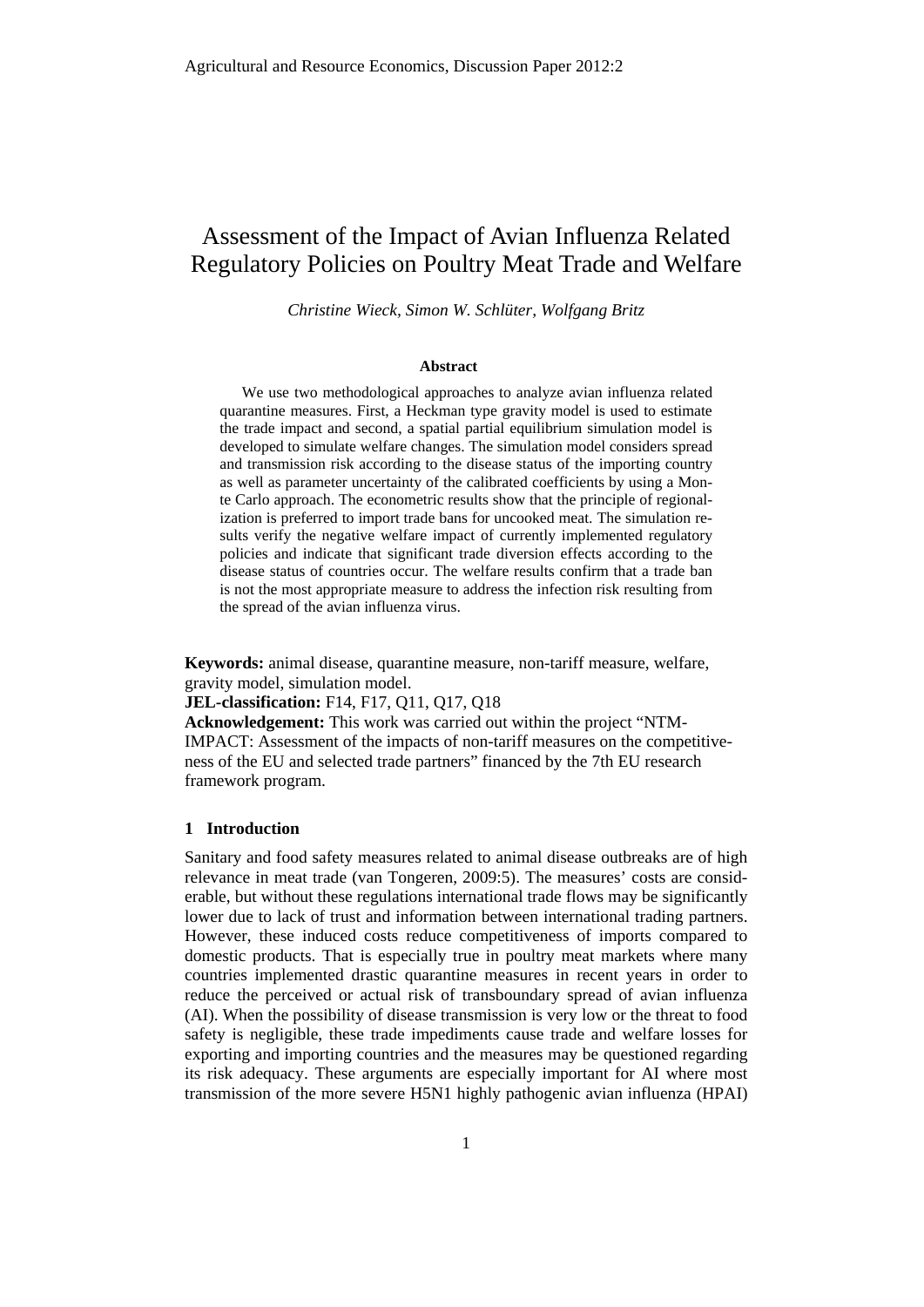# Assessment of the Impact of Avian Influenza Related Regulatory Policies on Poultry Meat Trade and Welfare

*Christine Wieck, Simon W. Schlüter, Wolfgang Britz*

**Abstract**

We use two methodological approaches to analyze avian influenza related quarantine measures. First, a Heckman type gravity model is used to estimate the trade impact and second, a spatial partial equilibrium simulation model is developed to simulate welfare changes. The simulation model considers spread and transmission risk according to the disease status of the importing country as well as parameter uncertainty of the calibrated coefficients by using a Monte Carlo approach. The econometric results show that the principle of regionalization is preferred to import trade bans for uncooked meat. The simulation results verify the negative welfare impact of currently implemented regulatory policies and indicate that significant trade diversion effects according to the disease status of countries occur. The welfare results confirm that a trade ban is not the most appropriate measure to address the infection risk resulting from the spread of the avian influenza virus.

**Keywords:** animal disease, quarantine measure, non-tariff measure, welfare, gravity model, simulation model.

**JEL-classification:** F14, F17, Q11, Q17, Q18

**Acknowledgement:** This work was carried out within the project "NTM-IMPACT: Assessment of the impacts of non-tariff measures on the competitiveness of the EU and selected trade partners" financed by the 7th EU research framework program.

## 1 Introduction

Sanitary and food safety measures related to animal disease outbreaks are of high relevance in meat trade (van Tongeren, 2009:5). The measures' costs are considerable, but without these regulations international trade flows may be significantly lower due to lack of trust and information between international trading partners. However, these induced costs reduce competitiveness of imports compared to domestic products. That is especially true in poultry meat markets where many countries implemented drastic quarantine measures in recent years in order to reduce the perceived or actual risk of transboundary spread of avian influenza (AI). When the possibility of disease transmission is very low or the threat to food safety is negligible, these trade impediments cause trade and welfare losses for exporting and importing countries and the measures may be questioned regarding its risk adequacy. These arguments are especially important for AI where most transmission of the more severe H5N1 highly pathogenic avian influenza (HPAI)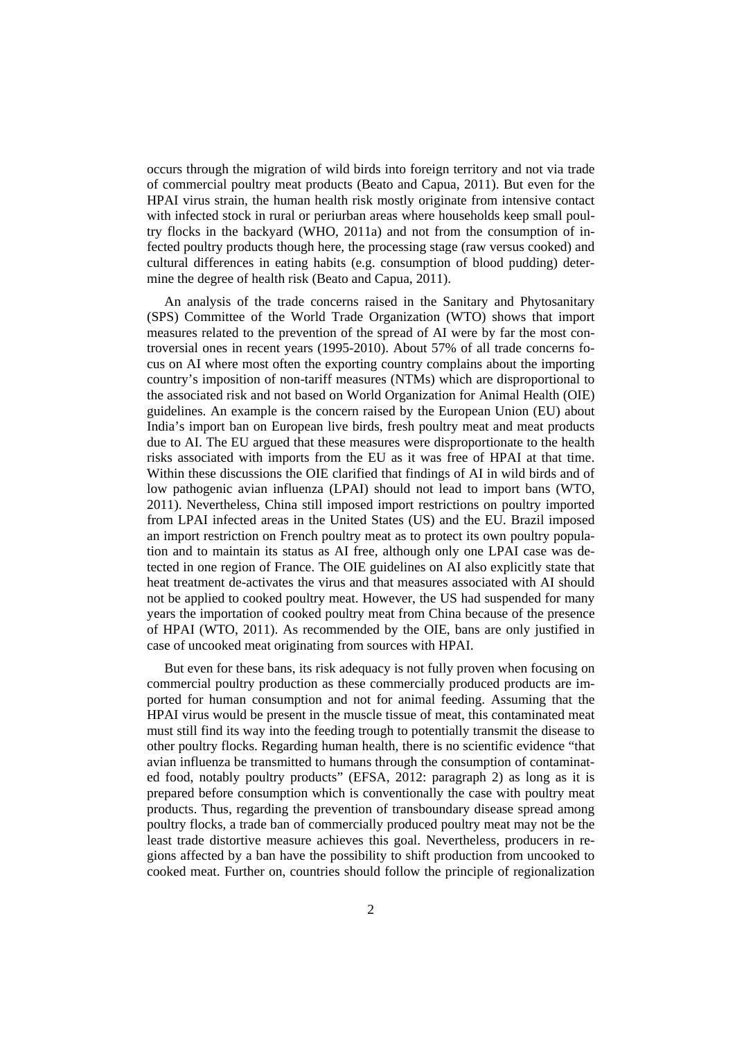occurs through the migration of wild birds into foreign territory and not via trade of commercial poultry meat products (Beato and Capua, 2011). But even for the HPAI virus strain, the human health risk mostly originate from intensive contact with infected stock in rural or periurban areas where households keep small poultry flocks in the backyard (WHO, 2011a) and not from the consumption of infected poultry products though here, the processing stage (raw versus cooked) and cultural differences in eating habits (e.g. consumption of blood pudding) determine the degree of health risk (Beato and Capua, 2011).

An analysis of the trade concerns raised in the Sanitary and Phytosanitary (SPS) Committee of the World Trade Organization (WTO) shows that import measures related to the prevention of the spread of AI were by far the most controversial ones in recent years (1995-2010). About 57% of all trade concerns focus on AI where most often the exporting country complains about the importing country's imposition of non-tariff measures (NTMs) which are disproportional to the associated risk and not based on World Organization for Animal Health (OIE) guidelines. An example is the concern raised by the European Union (EU) about India's import ban on European live birds, fresh poultry meat and meat products due to AI. The EU argued that these measures were disproportionate to the health risks associated with imports from the EU as it was free of HPAI at that time. Within these discussions the OIE clarified that findings of AI in wild birds and of low pathogenic avian influenza (LPAI) should not lead to import bans (WTO, 2011). Nevertheless, China still imposed import restrictions on poultry imported from LPAI infected areas in the United States (US) and the EU. Brazil imposed an import restriction on French poultry meat as to protect its own poultry population and to maintain its status as AI free, although only one LPAI case was detected in one region of France. The OIE guidelines on AI also explicitly state that heat treatment de-activates the virus and that measures associated with AI should not be applied to cooked poultry meat. However, the US had suspended for many years the importation of cooked poultry meat from China because of the presence of HPAI (WTO, 2011). As recommended by the OIE, bans are only justified in case of uncooked meat originating from sources with HPAI.

But even for these bans, its risk adequacy is not fully proven when focusing on commercial poultry production as these commercially produced products are imported for human consumption and not for animal feeding. Assuming that the HPAI virus would be present in the muscle tissue of meat, this contaminated meat must still find its way into the feeding trough to potentially transmit the disease to other poultry flocks. Regarding human health, there is no scientific evidence "that avian influenza be transmitted to humans through the consumption of contaminated food, notably poultry products" (EFSA, 2012: paragraph 2) as long as it is prepared before consumption which is conventionally the case with poultry meat products. Thus, regarding the prevention of transboundary disease spread among poultry flocks, a trade ban of commercially produced poultry meat may not be the least trade distortive measure achieves this goal. Nevertheless, producers in regions affected by a ban have the possibility to shift production from uncooked to cooked meat. Further on, countries should follow the principle of regionalization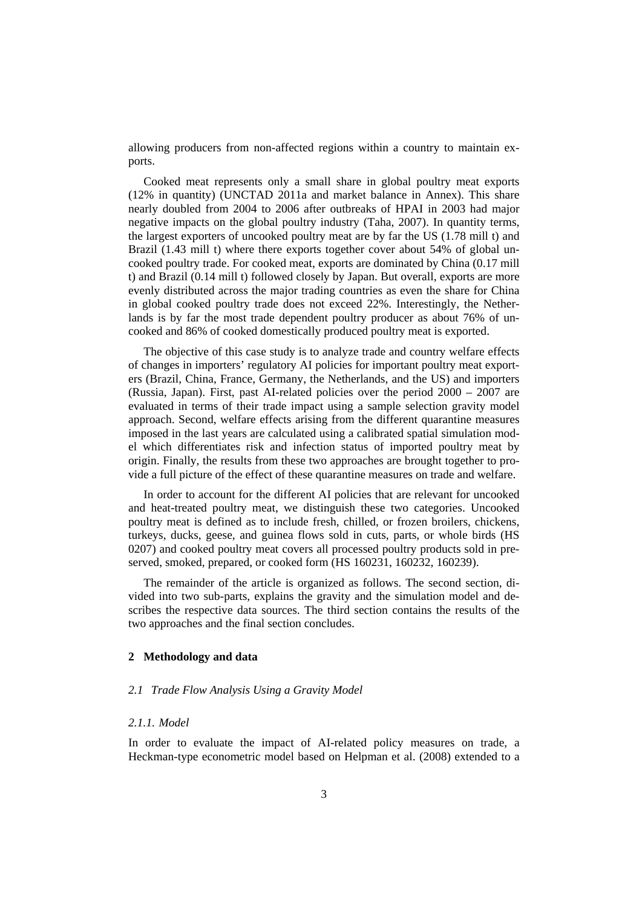allowing producers from non-affected regions within a country to maintain exports.

Cooked meat represents only a small share in global poultry meat exports (12% in quantity) (UNCTAD 2011a and market balance in Annex). This share nearly doubled from 2004 to 2006 after outbreaks of HPAI in 2003 had major negative impacts on the global poultry industry (Taha, 2007). In quantity terms, the largest exporters of uncooked poultry meat are by far the US (1.78 mill t) and Brazil (1.43 mill t) where there exports together cover about 54% of global uncooked poultry trade. For cooked meat, exports are dominated by China (0.17 mill t) and Brazil (0.14 mill t) followed closely by Japan. But overall, exports are more evenly distributed across the major trading countries as even the share for China in global cooked poultry trade does not exceed 22%. Interestingly, the Netherlands is by far the most trade dependent poultry producer as about 76% of uncooked and 86% of cooked domestically produced poultry meat is exported.

The objective of this case study is to analyze trade and country welfare effects of changes in importers' regulatory AI policies for important poultry meat exporters (Brazil, China, France, Germany, the Netherlands, and the US) and importers (Russia, Japan). First, past AI-related policies over the period 2000 – 2007 are evaluated in terms of their trade impact using a sample selection gravity model approach. Second, welfare effects arising from the different quarantine measures imposed in the last years are calculated using a calibrated spatial simulation model which differentiates risk and infection status of imported poultry meat by origin. Finally, the results from these two approaches are brought together to provide a full picture of the effect of these quarantine measures on trade and welfare.

In order to account for the different AI policies that are relevant for uncooked and heat-treated poultry meat, we distinguish these two categories. Uncooked poultry meat is defined as to include fresh, chilled, or frozen broilers, chickens, turkeys, ducks, geese, and guinea flows sold in cuts, parts, or whole birds (HS 0207) and cooked poultry meat covers all processed poultry products sold in preserved, smoked, prepared, or cooked form (HS 160231, 160232, 160239).

The remainder of the article is organized as follows. The second section, divided into two sub-parts, explains the gravity and the simulation model and describes the respective data sources. The third section contains the results of the two approaches and the final section concludes.

## 2 Methodology and data

### *2.1 Trade Flow Analysis Using a Gravity Model*

#### *2.1.1. Model*

In order to evaluate the impact of AI-related policy measures on trade, a Heckman-type econometric model based on Helpman et al. (2008) extended to a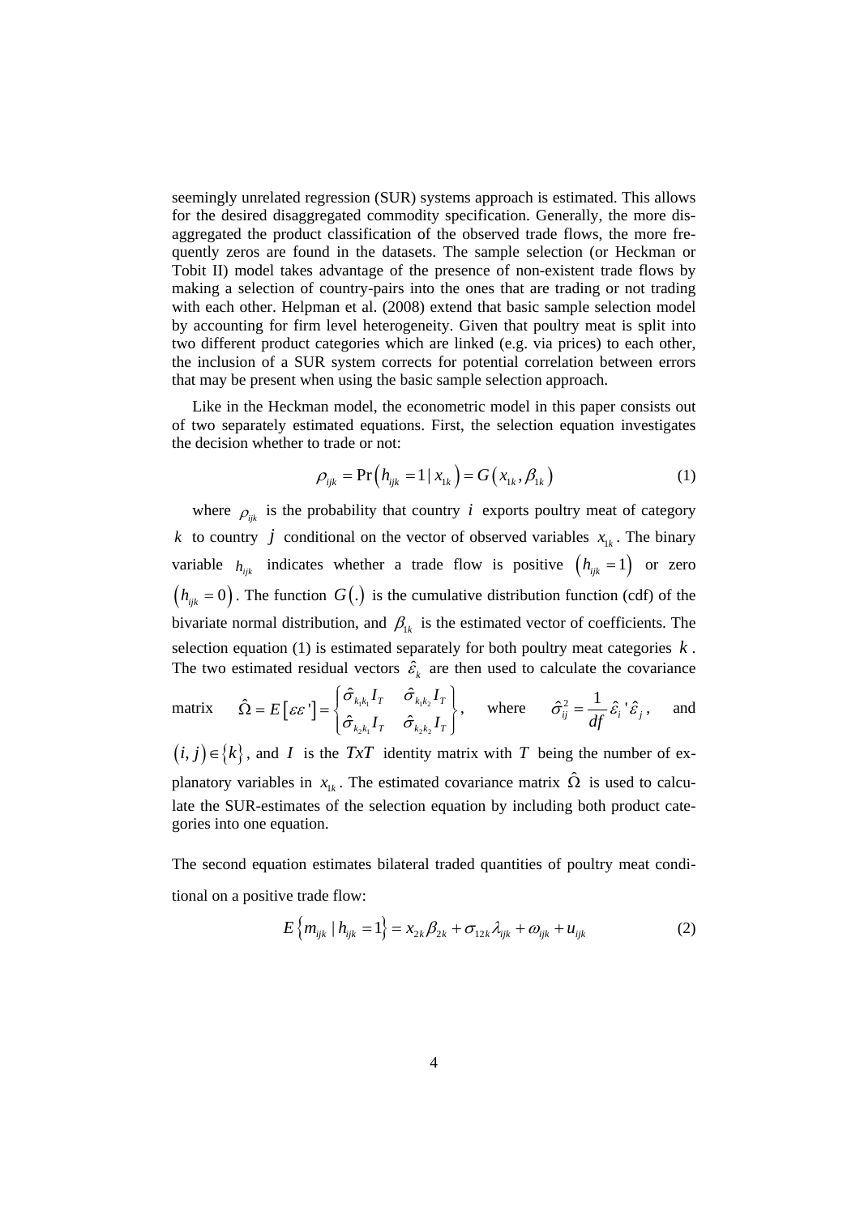seemingly unrelated regression (SUR) systems approach is estimated. This allows for the desired disaggregated commodity specification. Generally, the more disaggregated the product classification of the observed trade flows, the more frequently zeros are found in the datasets. The sample selection (or Heckman or Tobit II) model takes advantage of the presence of non-existent trade flows by making a selection of country-pairs into the ones that are trading or not trading with each other. Helpman et al. (2008) extend that basic sample selection model by accounting for firm level heterogeneity. Given that poultry meat is split into two different product categories which are linked (e.g. via prices) to each other, the inclusion of a SUR system corrects for potential correlation between errors that may be present when using the basic sample selection approach.

Like in the Heckman model, the econometric model in this paper consists out of two separately estimated equations. First, the selection equation investigates the decision whether to trade or not:

$$\rho_{ijk} = \Pr\left(h_{ijk} = 1 \mid x_{1k}\right) = G\left(x_{1k}, \beta_{1k}\right) \tag{1}$$

where $\rho_{ijk}$ is the probability that country $i$ exports poultry meat of category $k$ to country $j$ conditional on the vector of observed variables $x_{1k}$. The binary variable $h_{ijk}$ indicates whether a trade flow is positive $\left(h_{ijk} = 1\right)$ or zero $\left(h_{ijk} = 0\right)$. The function $G(.)$ is the cumulative distribution function (cdf) of the bivariate normal distribution, and $\beta_{1k}$ is the estimated vector of coefficients. The selection equation (1) is estimated separately for both poultry meat categories $k$. The two estimated residual vectors $\hat{\varepsilon}_k$ are then used to calculate the covariance matrix $\hat{\Omega} = E\left[\varepsilon\varepsilon'\right] = \begin{Bmatrix} \hat{\sigma}_{k_1k_1} I_T & \hat{\sigma}_{k_1k_2} I_T \\ \hat{\sigma}_{k_2k_1} I_T & \hat{\sigma}_{k_2k_2} I_T \end{Bmatrix}$, where $\hat{\sigma}_{ij}^2 = \frac{1}{df}\hat{\varepsilon}_i{}'\hat{\varepsilon}_j$, and $(i, j) \in \{k\}$, and $I$ is the $TxT$ identity matrix with $T$ being the number of explanatory variables in $x_{1k}$. The estimated covariance matrix $\hat{\Omega}$ is used to calculate the SUR-estimates of the selection equation by including both product categories into one equation.

The second equation estimates bilateral traded quantities of poultry meat conditional on a positive trade flow:

$$E\left\{m_{ijk} \mid h_{ijk} = 1\right\} = x_{2k}\beta_{2k} + \sigma_{12k}\lambda_{ijk} + \omega_{ijk} + u_{ijk} \tag{2}$$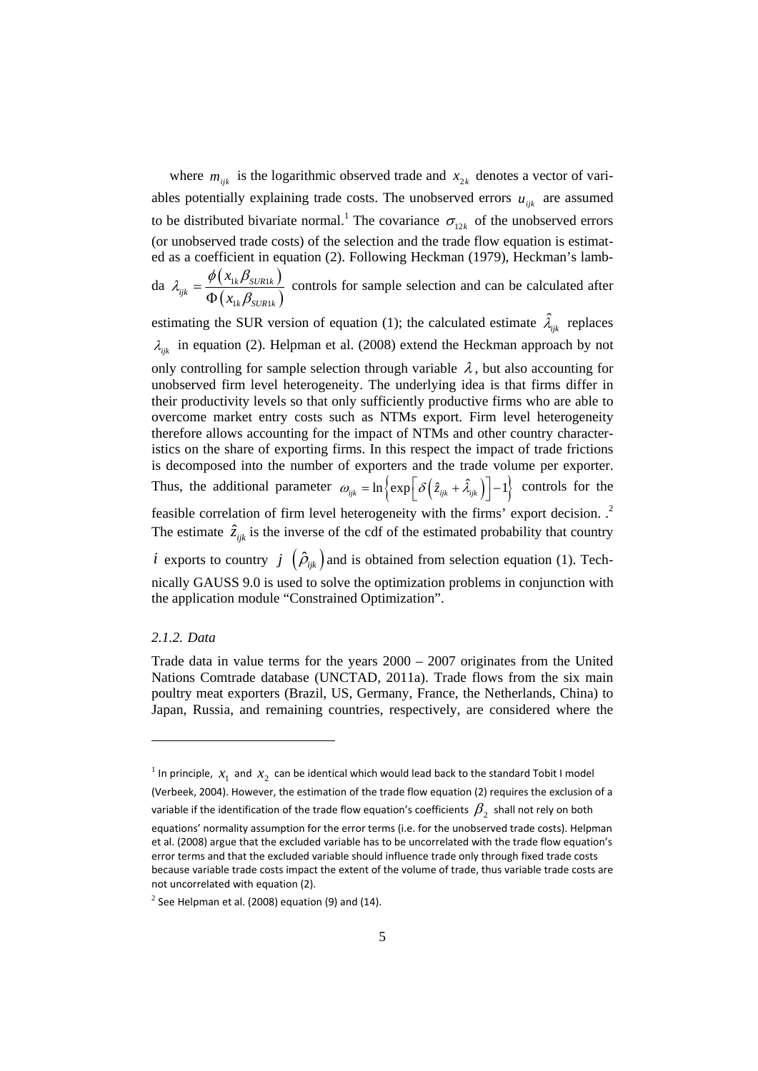where $m_{ijk}$ is the logarithmic observed trade and $x_{2k}$ denotes a vector of variables potentially explaining trade costs. The unobserved errors $u_{ijk}$ are assumed to be distributed bivariate normal.[1] The covariance $\sigma_{12k}$ of the unobserved errors (or unobserved trade costs) of the selection and the trade flow equation is estimated as a coefficient in equation (2). Following Heckman (1979), Heckman's lambda $\lambda_{ijk} = \frac{\phi\left(x_{1k}\beta_{SUR1k}\right)}{\Phi\left(x_{1k}\beta_{SUR1k}\right)}$ controls for sample selection and can be calculated after estimating the SUR version of equation (1); the calculated estimate $\hat{\lambda}_{ijk}$ replaces $\lambda_{ijk}$ in equation (2). Helpman et al. (2008) extend the Heckman approach by not only controlling for sample selection through variable $\lambda$, but also accounting for unobserved firm level heterogeneity. The underlying idea is that firms differ in their productivity levels so that only sufficiently productive firms who are able to overcome market entry costs such as NTMs export. Firm level heterogeneity therefore allows accounting for the impact of NTMs and other country characteristics on the share of exporting firms. In this respect the impact of trade frictions is decomposed into the number of exporters and the trade volume per exporter. Thus, the additional parameter $\omega_{ijk} = \ln\left\{\exp\left[\delta\left(\hat{z}_{ijk} + \hat{\lambda}_{ijk}\right)\right] - 1\right\}$ controls for the feasible correlation of firm level heterogeneity with the firms' export decision. .[2] The estimate $\hat{z}_{ijk}$ is the inverse of the cdf of the estimated probability that country $i$ exports to country $j$ $\left(\hat{\rho}_{ijk}\right)$ and is obtained from selection equation (1). Technically GAUSS 9.0 is used to solve the optimization problems in conjunction with the application module "Constrained Optimization".

### *2.1.2. Data*

Trade data in value terms for the years 2000 – 2007 originates from the United Nations Comtrade database (UNCTAD, 2011a). Trade flows from the six main poultry meat exporters (Brazil, US, Germany, France, the Netherlands, China) to Japan, Russia, and remaining countries, respectively, are considered where the

---

[1] In principle, $x_1$ and $x_2$ can be identical which would lead back to the standard Tobit I model (Verbeek, 2004). However, the estimation of the trade flow equation (2) requires the exclusion of a variable if the identification of the trade flow equation's coefficients $\beta_2$ shall not rely on both equations' normality assumption for the error terms (i.e. for the unobserved trade costs). Helpman et al. (2008) argue that the excluded variable has to be uncorrelated with the trade flow equation's error terms and that the excluded variable should influence trade only through fixed trade costs because variable trade costs impact the extent of the volume of trade, thus variable trade costs are not uncorrelated with equation (2).

[2] See Helpman et al. (2008) equation (9) and (14).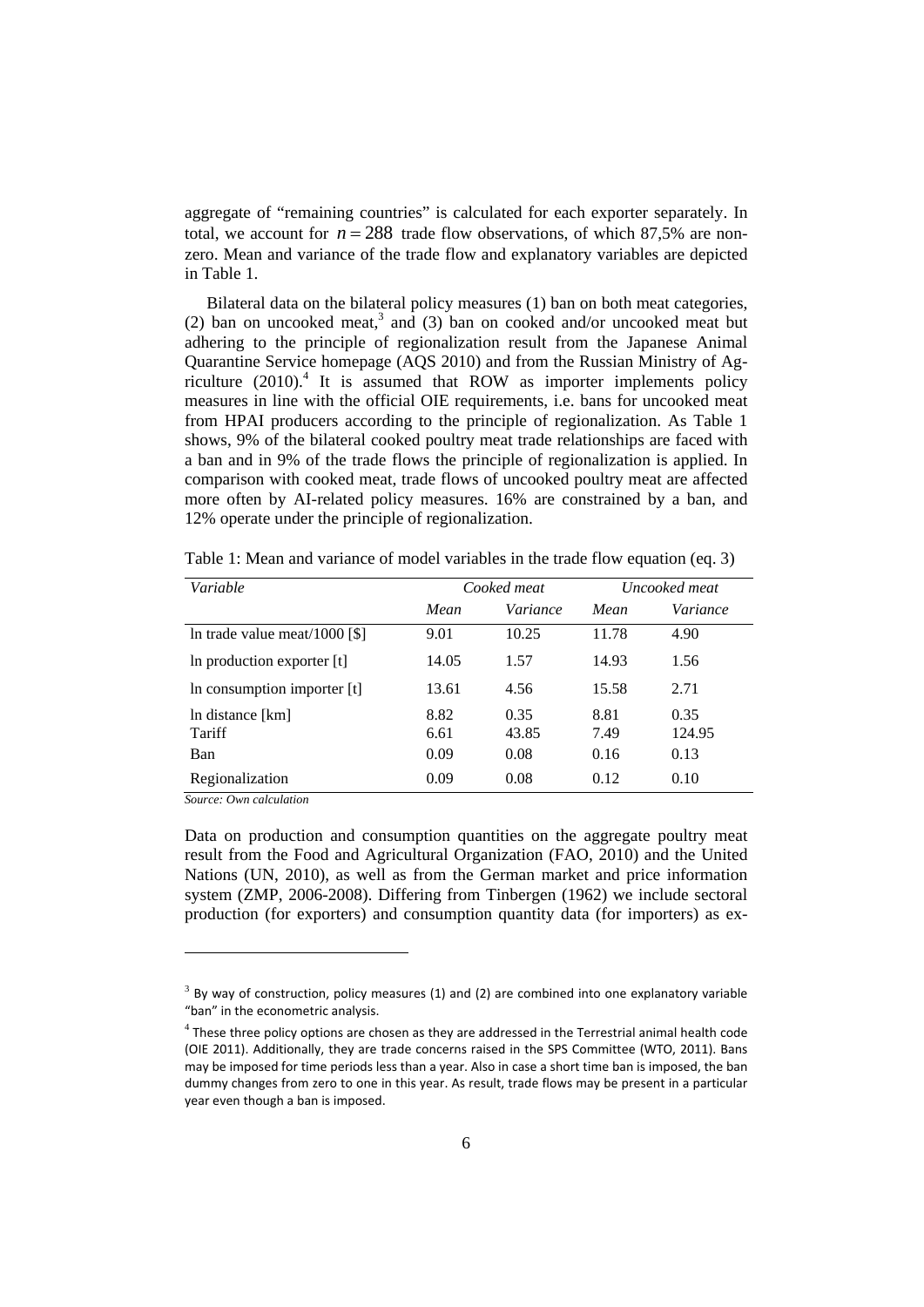aggregate of "remaining countries" is calculated for each exporter separately. In total, we account for $n = 288$ trade flow observations, of which 87,5% are non-zero. Mean and variance of the trade flow and explanatory variables are depicted in Table 1.

Bilateral data on the bilateral policy measures (1) ban on both meat categories, (2) ban on uncooked meat,[3] and (3) ban on cooked and/or uncooked meat but adhering to the principle of regionalization result from the Japanese Animal Quarantine Service homepage (AQS 2010) and from the Russian Ministry of Agriculture (2010).[4] It is assumed that ROW as importer implements policy measures in line with the official OIE requirements, i.e. bans for uncooked meat from HPAI producers according to the principle of regionalization. As Table 1 shows, 9% of the bilateral cooked poultry meat trade relationships are faced with a ban and in 9% of the trade flows the principle of regionalization is applied. In comparison with cooked meat, trade flows of uncooked poultry meat are affected more often by AI-related policy measures. 16% are constrained by a ban, and 12% operate under the principle of regionalization.

Table 1: Mean and variance of model variables in the trade flow equation (eq. 3)

| *Variable* | *Cooked meat* | | *Uncooked meat* | |
|---|---|---|---|---|
| | *Mean* | *Variance* | *Mean* | *Variance* |
| ln trade value meat/1000 [$] | 9.01 | 10.25 | 11.78 | 4.90 |
| ln production exporter [t] | 14.05 | 1.57 | 14.93 | 1.56 |
| ln consumption importer [t] | 13.61 | 4.56 | 15.58 | 2.71 |
| ln distance [km] | 8.82 | 0.35 | 8.81 | 0.35 |
| Tariff | 6.61 | 43.85 | 7.49 | 124.95 |
| Ban | 0.09 | 0.08 | 0.16 | 0.13 |
| Regionalization | 0.09 | 0.08 | 0.12 | 0.10 |

*Source: Own calculation*

Data on production and consumption quantities on the aggregate poultry meat result from the Food and Agricultural Organization (FAO, 2010) and the United Nations (UN, 2010), as well as from the German market and price information system (ZMP, 2006-2008). Differing from Tinbergen (1962) we include sectoral production (for exporters) and consumption quantity data (for importers) as ex-

---

[3] By way of construction, policy measures (1) and (2) are combined into one explanatory variable "ban" in the econometric analysis.

[4] These three policy options are chosen as they are addressed in the Terrestrial animal health code (OIE 2011). Additionally, they are trade concerns raised in the SPS Committee (WTO, 2011). Bans may be imposed for time periods less than a year. Also in case a short time ban is imposed, the ban dummy changes from zero to one in this year. As result, trade flows may be present in a particular year even though a ban is imposed.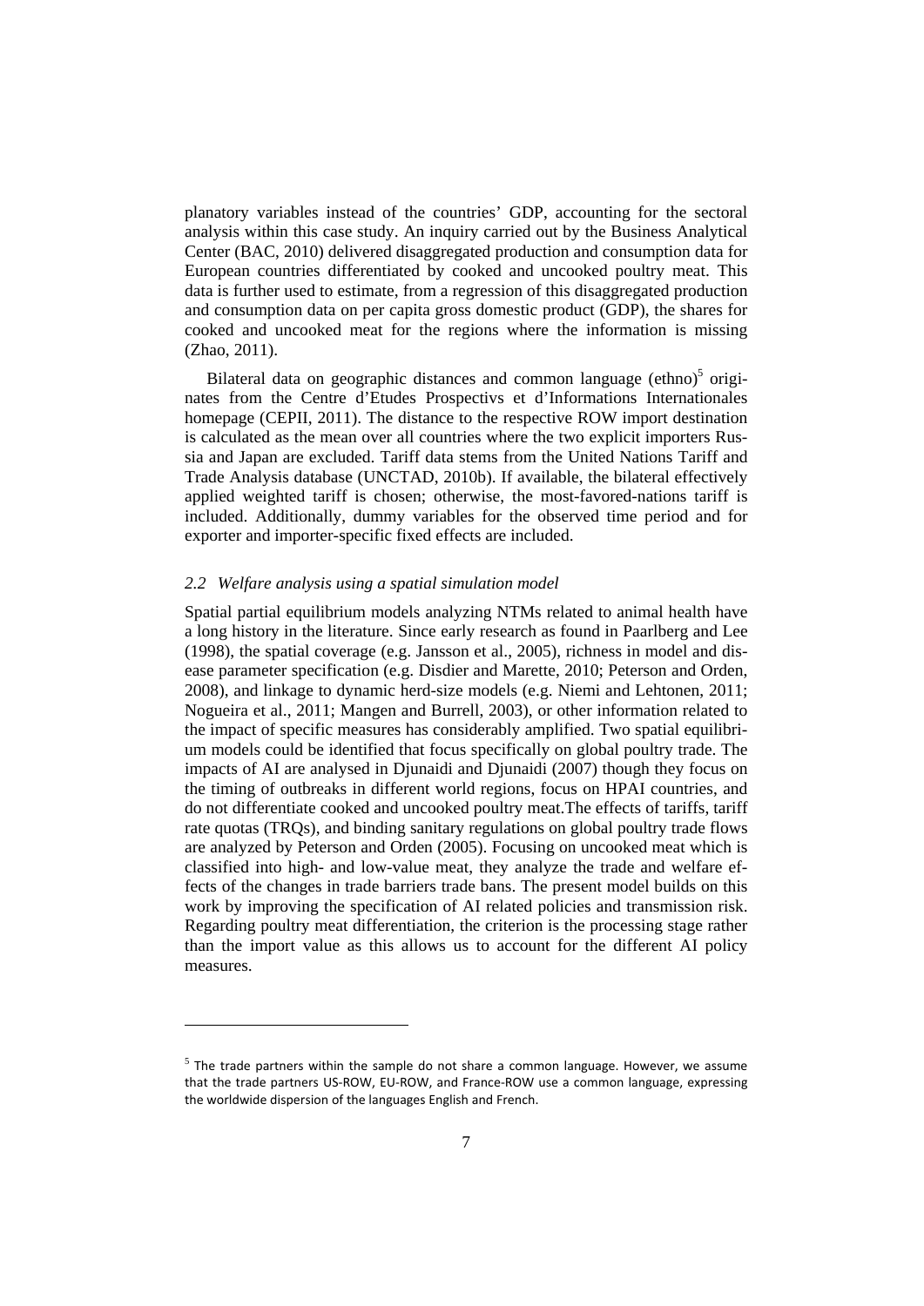planatory variables instead of the countries' GDP, accounting for the sectoral analysis within this case study. An inquiry carried out by the Business Analytical Center (BAC, 2010) delivered disaggregated production and consumption data for European countries differentiated by cooked and uncooked poultry meat. This data is further used to estimate, from a regression of this disaggregated production and consumption data on per capita gross domestic product (GDP), the shares for cooked and uncooked meat for the regions where the information is missing (Zhao, 2011).

Bilateral data on geographic distances and common language (ethno)[5] originates from the Centre d'Etudes Prospectivs et d'Informations Internationales homepage (CEPII, 2011). The distance to the respective ROW import destination is calculated as the mean over all countries where the two explicit importers Russia and Japan are excluded. Tariff data stems from the United Nations Tariff and Trade Analysis database (UNCTAD, 2010b). If available, the bilateral effectively applied weighted tariff is chosen; otherwise, the most-favored-nations tariff is included. Additionally, dummy variables for the observed time period and for exporter and importer-specific fixed effects are included.

### *2.2 Welfare analysis using a spatial simulation model*

Spatial partial equilibrium models analyzing NTMs related to animal health have a long history in the literature. Since early research as found in Paarlberg and Lee (1998), the spatial coverage (e.g. Jansson et al., 2005), richness in model and disease parameter specification (e.g. Disdier and Marette, 2010; Peterson and Orden, 2008), and linkage to dynamic herd-size models (e.g. Niemi and Lehtonen, 2011; Nogueira et al., 2011; Mangen and Burrell, 2003), or other information related to the impact of specific measures has considerably amplified. Two spatial equilibrium models could be identified that focus specifically on global poultry trade. The impacts of AI are analysed in Djunaidi and Djunaidi (2007) though they focus on the timing of outbreaks in different world regions, focus on HPAI countries, and do not differentiate cooked and uncooked poultry meat.The effects of tariffs, tariff rate quotas (TRQs), and binding sanitary regulations on global poultry trade flows are analyzed by Peterson and Orden (2005). Focusing on uncooked meat which is classified into high- and low-value meat, they analyze the trade and welfare effects of the changes in trade barriers trade bans. The present model builds on this work by improving the specification of AI related policies and transmission risk. Regarding poultry meat differentiation, the criterion is the processing stage rather than the import value as this allows us to account for the different AI policy measures.

---

[5] The trade partners within the sample do not share a common language. However, we assume that the trade partners US-ROW, EU-ROW, and France-ROW use a common language, expressing the worldwide dispersion of the languages English and French.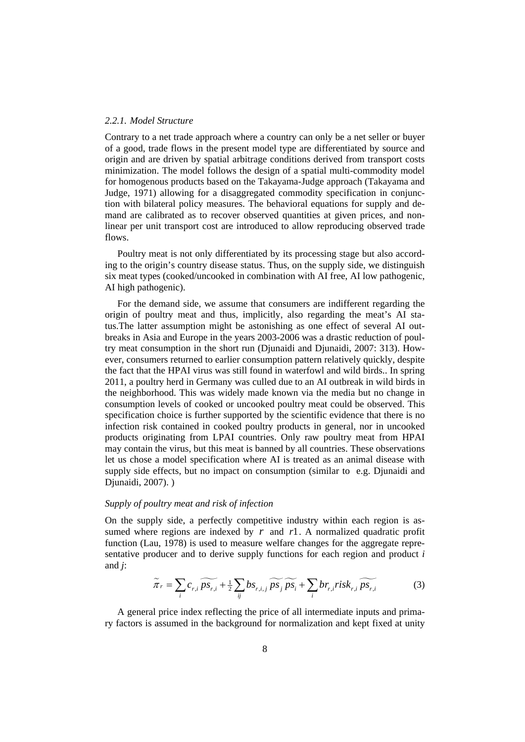*2.2.1. Model Structure*

Contrary to a net trade approach where a country can only be a net seller or buyer of a good, trade flows in the present model type are differentiated by source and origin and are driven by spatial arbitrage conditions derived from transport costs minimization. The model follows the design of a spatial multi-commodity model for homogenous products based on the Takayama-Judge approach (Takayama and Judge, 1971) allowing for a disaggregated commodity specification in conjunction with bilateral policy measures. The behavioral equations for supply and demand are calibrated as to recover observed quantities at given prices, and non-linear per unit transport cost are introduced to allow reproducing observed trade flows.

Poultry meat is not only differentiated by its processing stage but also according to the origin's country disease status. Thus, on the supply side, we distinguish six meat types (cooked/uncooked in combination with AI free, AI low pathogenic, AI high pathogenic).

For the demand side, we assume that consumers are indifferent regarding the origin of poultry meat and thus, implicitly, also regarding the meat's AI status.The latter assumption might be astonishing as one effect of several AI outbreaks in Asia and Europe in the years 2003-2006 was a drastic reduction of poultry meat consumption in the short run (Djunaidi and Djunaidi, 2007: 313). However, consumers returned to earlier consumption pattern relatively quickly, despite the fact that the HPAI virus was still found in waterfowl and wild birds.. In spring 2011, a poultry herd in Germany was culled due to an AI outbreak in wild birds in the neighborhood. This was widely made known via the media but no change in consumption levels of cooked or uncooked poultry meat could be observed. This specification choice is further supported by the scientific evidence that there is no infection risk contained in cooked poultry products in general, nor in uncooked products originating from LPAI countries. Only raw poultry meat from HPAI may contain the virus, but this meat is banned by all countries. These observations let us chose a model specification where AI is treated as an animal disease with supply side effects, but no impact on consumption (similar to e.g. Djunaidi and Djunaidi, 2007). )

*Supply of poultry meat and risk of infection*

On the supply side, a perfectly competitive industry within each region is assumed where regions are indexed by $r$ and $r1$. A normalized quadratic profit function (Lau, 1978) is used to measure welfare changes for the aggregate representative producer and to derive supply functions for each region and product $i$ and $j$:

$$\widetilde{\pi}_r = \sum_i c_{r,i}\,\widetilde{ps_{r,i}} + \tfrac{1}{2}\sum_{ij} bs_{r,i,j}\,\widetilde{ps_j}\,\widetilde{ps_i} + \sum_i br_{r,i}risk_{r,i}\,\widetilde{ps_{r,i}} \tag{3}$$

A general price index reflecting the price of all intermediate inputs and primary factors is assumed in the background for normalization and kept fixed at unity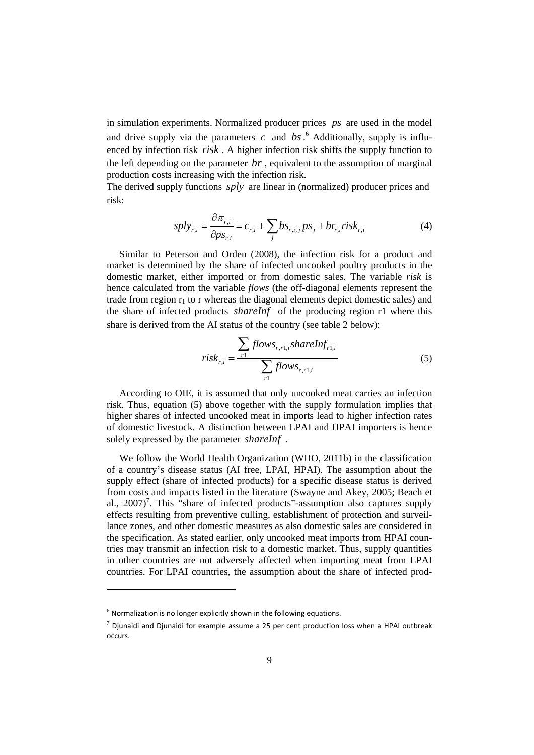in simulation experiments. Normalized producer prices $ps$ are used in the model and drive supply via the parameters $c$ and $bs$.[6] Additionally, supply is influenced by infection risk $risk$. A higher infection risk shifts the supply function to the left depending on the parameter $br$, equivalent to the assumption of marginal production costs increasing with the infection risk.

The derived supply functions $sply$ are linear in (normalized) producer prices and risk:

$$sply_{r,i} = \frac{\partial \pi_{r,i}}{\partial ps_{r.i}} = c_{r,i} + \sum_j bs_{r,i,j} ps_j + br_{r,i} risk_{r,i} \tag{4}$$

Similar to Peterson and Orden (2008), the infection risk for a product and market is determined by the share of infected uncooked poultry products in the domestic market, either imported or from domestic sales. The variable *risk* is hence calculated from the variable *flows* (the off-diagonal elements represent the trade from region $r_1$ to r whereas the diagonal elements depict domestic sales) and the share of infected products $shareInf$ of the producing region r1 where this share is derived from the AI status of the country (see table 2 below):

$$risk_{r,i} = \frac{\sum_{r1} flows_{r,r1,i} shareInf_{r1,i}}{\sum_{r1} flows_{r,r1,i}} \tag{5}$$

According to OIE, it is assumed that only uncooked meat carries an infection risk. Thus, equation (5) above together with the supply formulation implies that higher shares of infected uncooked meat in imports lead to higher infection rates of domestic livestock. A distinction between LPAI and HPAI importers is hence solely expressed by the parameter $shareInf$.

We follow the World Health Organization (WHO, 2011b) in the classification of a country's disease status (AI free, LPAI, HPAI). The assumption about the supply effect (share of infected products) for a specific disease status is derived from costs and impacts listed in the literature (Swayne and Akey, 2005; Beach et al., 2007)[7]. This "share of infected products"-assumption also captures supply effects resulting from preventive culling, establishment of protection and surveillance zones, and other domestic measures as also domestic sales are considered in the specification. As stated earlier, only uncooked meat imports from HPAI countries may transmit an infection risk to a domestic market. Thus, supply quantities in other countries are not adversely affected when importing meat from LPAI countries. For LPAI countries, the assumption about the share of infected prod-

[6] Normalization is no longer explicitly shown in the following equations.

[7] Djunaidi and Djunaidi for example assume a 25 per cent production loss when a HPAI outbreak occurs.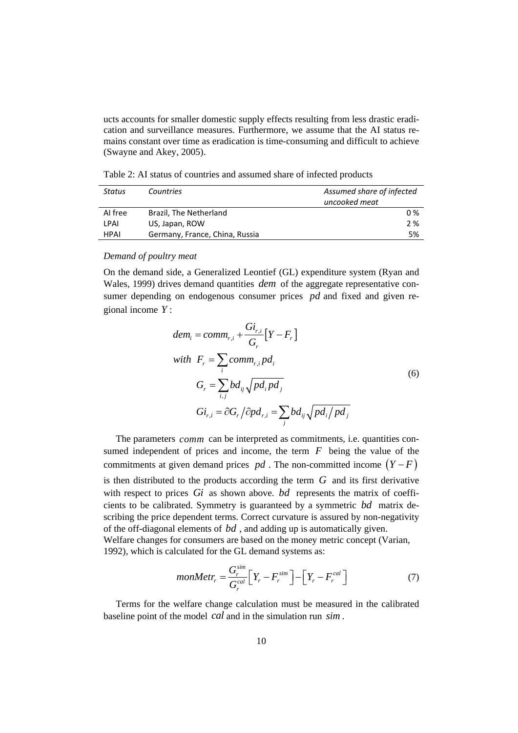ucts accounts for smaller domestic supply effects resulting from less drastic eradication and surveillance measures. Furthermore, we assume that the AI status remains constant over time as eradication is time-consuming and difficult to achieve (Swayne and Akey, 2005).

Table 2: AI status of countries and assumed share of infected products

| *Status* | *Countries* | *Assumed share of infected uncooked meat* |
|---|---|---|
| AI free | Brazil, The Netherland | 0 % |
| LPAI | US, Japan, ROW | 2 % |
| HPAI | Germany, France, China, Russia | 5% |

*Demand of poultry meat*

On the demand side, a Generalized Leontief (GL) expenditure system (Ryan and Wales, 1999) drives demand quantities $dem$ of the aggregate representative consumer depending on endogenous consumer prices $pd$ and fixed and given regional income $Y$:

$$
\begin{aligned}
& dem_i = comm_{r,i} + \frac{Gi_{r,i}}{G_r}\left[Y - F_r\right] \\
& with \;\; F_r = \sum_i comm_{r,i}\, pd_i \\
& \qquad G_r = \sum_{i,j} bd_{ij}\sqrt{pd_i\, pd_j} \\
& \qquad Gi_{r,i} = \partial G_r / \partial pd_{r,i} = \sum_j bd_{ij}\sqrt{pd_i / pd_j}
\end{aligned}
\tag{6}
$$

The parameters $comm$ can be interpreted as commitments, i.e. quantities consumed independent of prices and income, the term $F$ being the value of the commitments at given demand prices $pd$. The non-committed income $(Y - F)$ is then distributed to the products according the term $G$ and its first derivative with respect to prices $Gi$ as shown above. $bd$ represents the matrix of coefficients to be calibrated. Symmetry is guaranteed by a symmetric $bd$ matrix describing the price dependent terms. Correct curvature is assured by non-negativity of the off-diagonal elements of $bd$, and adding up is automatically given.
Welfare changes for consumers are based on the money metric concept (Varian, 1992), which is calculated for the GL demand systems as:

$$
monMetr_r = \frac{G_r^{sim}}{G_r^{cal}}\left[Y_r - F_r^{sim}\right] - \left[Y_r - F_r^{cal}\right] \tag{7}
$$

Terms for the welfare change calculation must be measured in the calibrated baseline point of the model $cal$ and in the simulation run $sim$.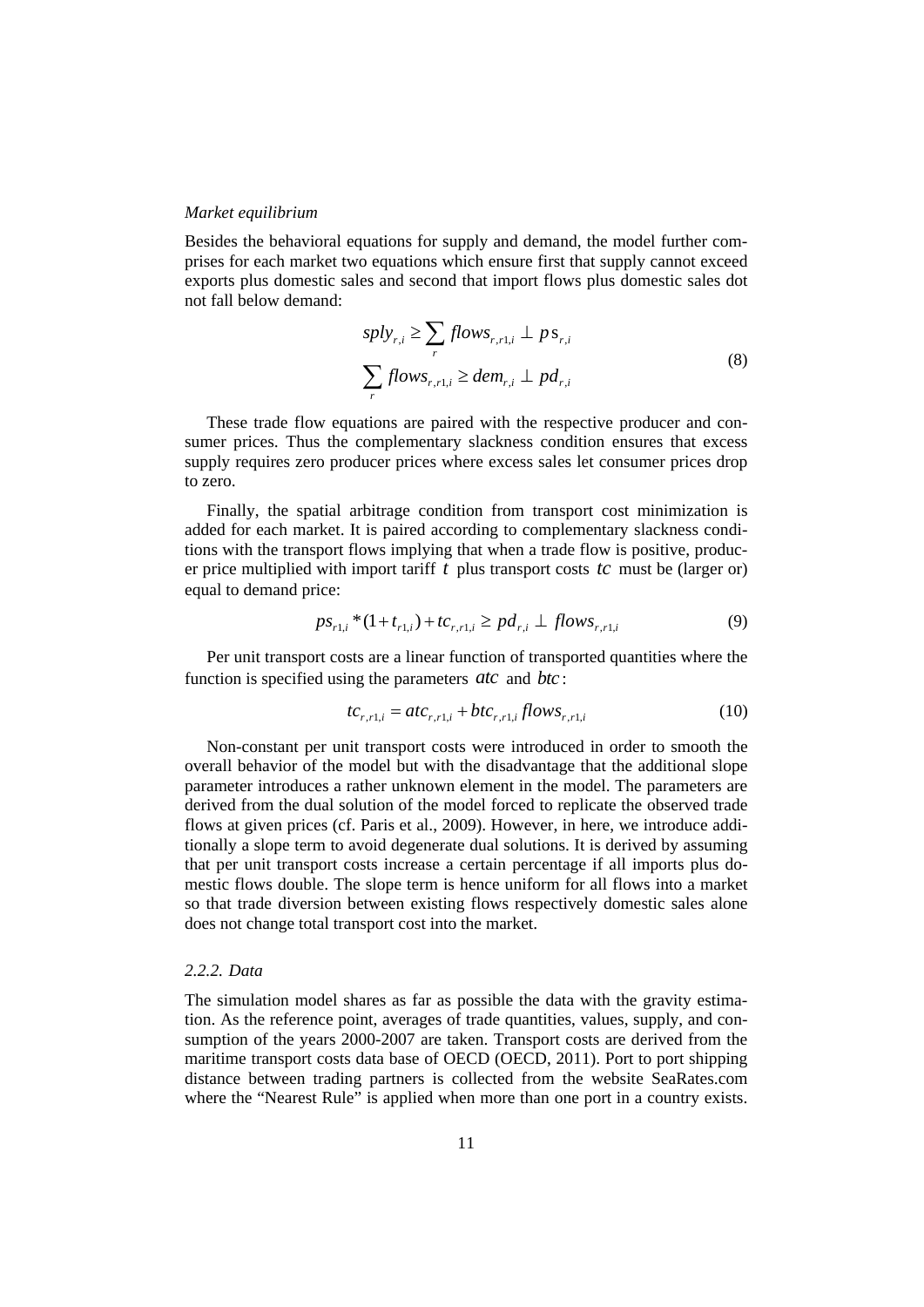*Market equilibrium*

Besides the behavioral equations for supply and demand, the model further comprises for each market two equations which ensure first that supply cannot exceed exports plus domestic sales and second that import flows plus domestic sales dot not fall below demand:

$$
\begin{aligned}
sply_{r,i} &\geq \sum_{r} flows_{r,r1,i} \perp ps_{r,i} \\
\sum_{r} flows_{r,r1,i} &\geq dem_{r,i} \perp pd_{r,i}
\end{aligned}
\tag{8}
$$

These trade flow equations are paired with the respective producer and consumer prices. Thus the complementary slackness condition ensures that excess supply requires zero producer prices where excess sales let consumer prices drop to zero.

Finally, the spatial arbitrage condition from transport cost minimization is added for each market. It is paired according to complementary slackness conditions with the transport flows implying that when a trade flow is positive, producer price multiplied with import tariff $t$ plus transport costs $tc$ must be (larger or) equal to demand price:

$$
ps_{r1,i} * (1 + t_{r1,i}) + tc_{r,r1,i} \geq pd_{r,i} \perp flows_{r,r1,i} \tag{9}
$$

Per unit transport costs are a linear function of transported quantities where the function is specified using the parameters $atc$ and $btc$:

$$
tc_{r,r1,i} = atc_{r,r1,i} + btc_{r,r1,i}\, flows_{r,r1,i} \tag{10}
$$

Non-constant per unit transport costs were introduced in order to smooth the overall behavior of the model but with the disadvantage that the additional slope parameter introduces a rather unknown element in the model. The parameters are derived from the dual solution of the model forced to replicate the observed trade flows at given prices (cf. Paris et al., 2009). However, in here, we introduce additionally a slope term to avoid degenerate dual solutions. It is derived by assuming that per unit transport costs increase a certain percentage if all imports plus domestic flows double. The slope term is hence uniform for all flows into a market so that trade diversion between existing flows respectively domestic sales alone does not change total transport cost into the market.

### *2.2.2. Data*

The simulation model shares as far as possible the data with the gravity estimation. As the reference point, averages of trade quantities, values, supply, and consumption of the years 2000-2007 are taken. Transport costs are derived from the maritime transport costs data base of OECD (OECD, 2011). Port to port shipping distance between trading partners is collected from the website SeaRates.com where the "Nearest Rule" is applied when more than one port in a country exists.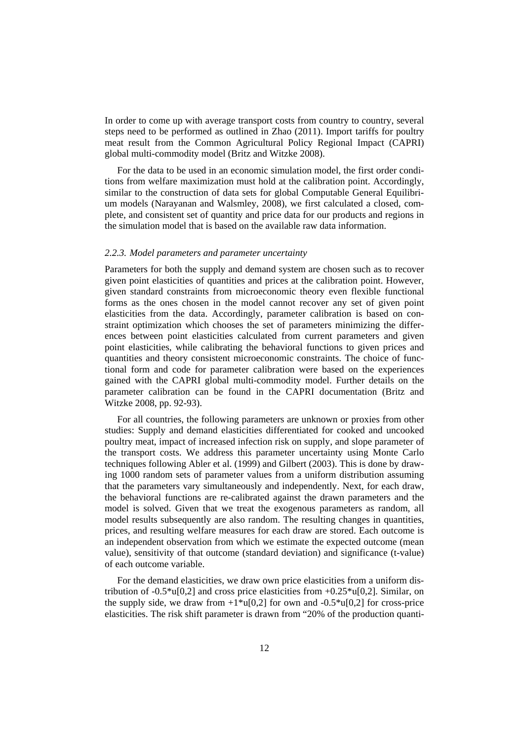In order to come up with average transport costs from country to country, several steps need to be performed as outlined in Zhao (2011). Import tariffs for poultry meat result from the Common Agricultural Policy Regional Impact (CAPRI) global multi-commodity model (Britz and Witzke 2008).

For the data to be used in an economic simulation model, the first order conditions from welfare maximization must hold at the calibration point. Accordingly, similar to the construction of data sets for global Computable General Equilibrium models (Narayanan and Walsmley, 2008), we first calculated a closed, complete, and consistent set of quantity and price data for our products and regions in the simulation model that is based on the available raw data information.

### *2.2.3. Model parameters and parameter uncertainty*

Parameters for both the supply and demand system are chosen such as to recover given point elasticities of quantities and prices at the calibration point. However, given standard constraints from microeconomic theory even flexible functional forms as the ones chosen in the model cannot recover any set of given point elasticities from the data. Accordingly, parameter calibration is based on constraint optimization which chooses the set of parameters minimizing the differences between point elasticities calculated from current parameters and given point elasticities, while calibrating the behavioral functions to given prices and quantities and theory consistent microeconomic constraints. The choice of functional form and code for parameter calibration were based on the experiences gained with the CAPRI global multi-commodity model. Further details on the parameter calibration can be found in the CAPRI documentation (Britz and Witzke 2008, pp. 92-93).

For all countries, the following parameters are unknown or proxies from other studies: Supply and demand elasticities differentiated for cooked and uncooked poultry meat, impact of increased infection risk on supply, and slope parameter of the transport costs. We address this parameter uncertainty using Monte Carlo techniques following Abler et al. (1999) and Gilbert (2003). This is done by drawing 1000 random sets of parameter values from a uniform distribution assuming that the parameters vary simultaneously and independently. Next, for each draw, the behavioral functions are re-calibrated against the drawn parameters and the model is solved. Given that we treat the exogenous parameters as random, all model results subsequently are also random. The resulting changes in quantities, prices, and resulting welfare measures for each draw are stored. Each outcome is an independent observation from which we estimate the expected outcome (mean value), sensitivity of that outcome (standard deviation) and significance (t-value) of each outcome variable.

For the demand elasticities, we draw own price elasticities from a uniform distribution of $-0.5*u[0,2]$ and cross price elasticities from $+0.25*u[0,2]$. Similar, on the supply side, we draw from $+1*u[0,2]$ for own and $-0.5*u[0,2]$ for cross-price elasticities. The risk shift parameter is drawn from "20% of the production quanti-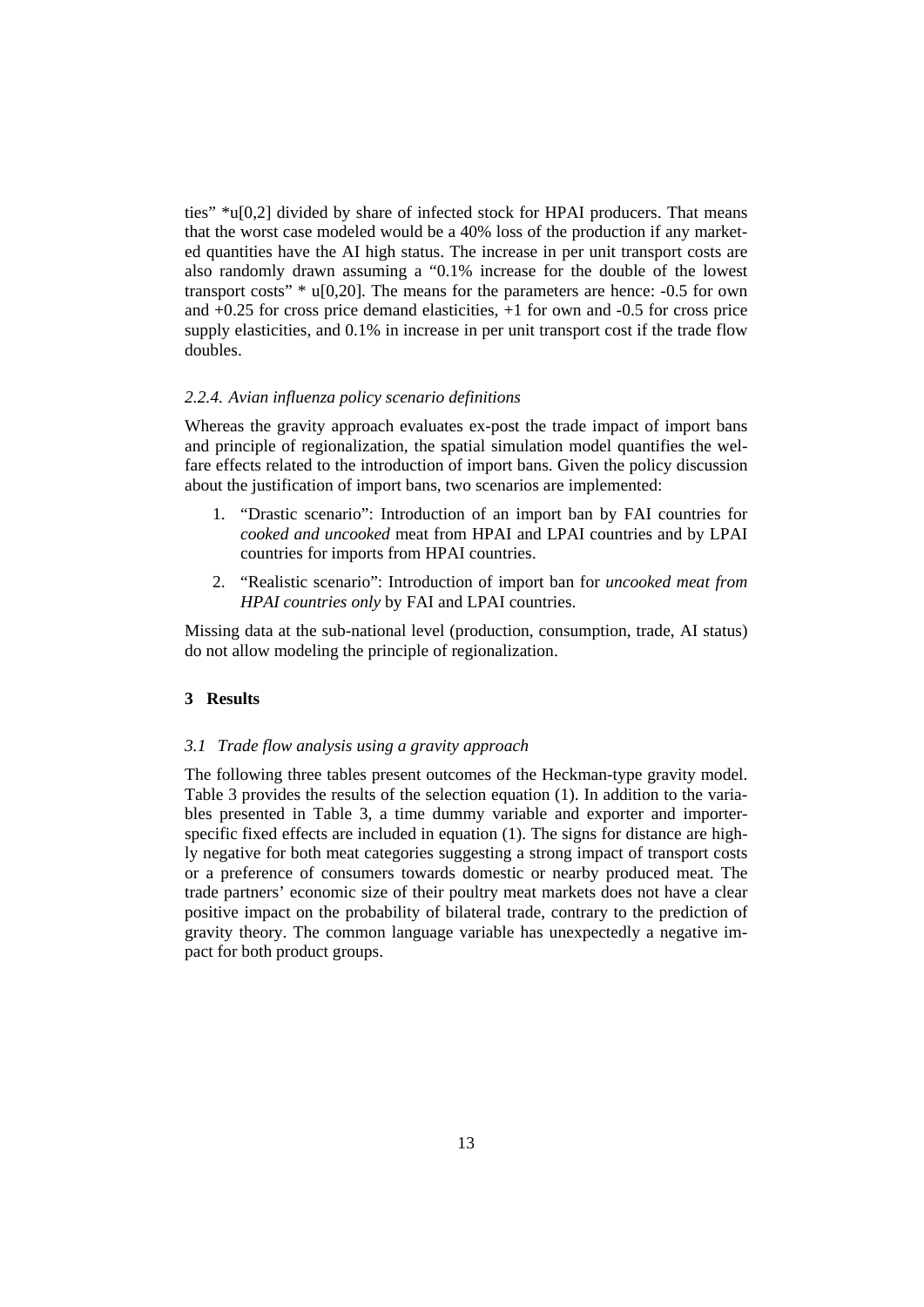ties" *u[0,2] divided by share of infected stock for HPAI producers. That means that the worst case modeled would be a 40% loss of the production if any marketed quantities have the AI high status. The increase in per unit transport costs are also randomly drawn assuming a "0.1% increase for the double of the lowest transport costs" * u[0,20]. The means for the parameters are hence: -0.5 for own and +0.25 for cross price demand elasticities, +1 for own and -0.5 for cross price supply elasticities, and 0.1% in increase in per unit transport cost if the trade flow doubles.

#### *2.2.4. Avian influenza policy scenario definitions*

Whereas the gravity approach evaluates ex-post the trade impact of import bans and principle of regionalization, the spatial simulation model quantifies the welfare effects related to the introduction of import bans. Given the policy discussion about the justification of import bans, two scenarios are implemented:

1. "Drastic scenario": Introduction of an import ban by FAI countries for *cooked and uncooked* meat from HPAI and LPAI countries and by LPAI countries for imports from HPAI countries.
2. "Realistic scenario": Introduction of import ban for *uncooked meat from HPAI countries only* by FAI and LPAI countries.

Missing data at the sub-national level (production, consumption, trade, AI status) do not allow modeling the principle of regionalization.

## 3 Results

### *3.1 Trade flow analysis using a gravity approach*

The following three tables present outcomes of the Heckman-type gravity model. Table 3 provides the results of the selection equation (1). In addition to the variables presented in Table 3, a time dummy variable and exporter and importer-specific fixed effects are included in equation (1). The signs for distance are highly negative for both meat categories suggesting a strong impact of transport costs or a preference of consumers towards domestic or nearby produced meat. The trade partners' economic size of their poultry meat markets does not have a clear positive impact on the probability of bilateral trade, contrary to the prediction of gravity theory. The common language variable has unexpectedly a negative impact for both product groups.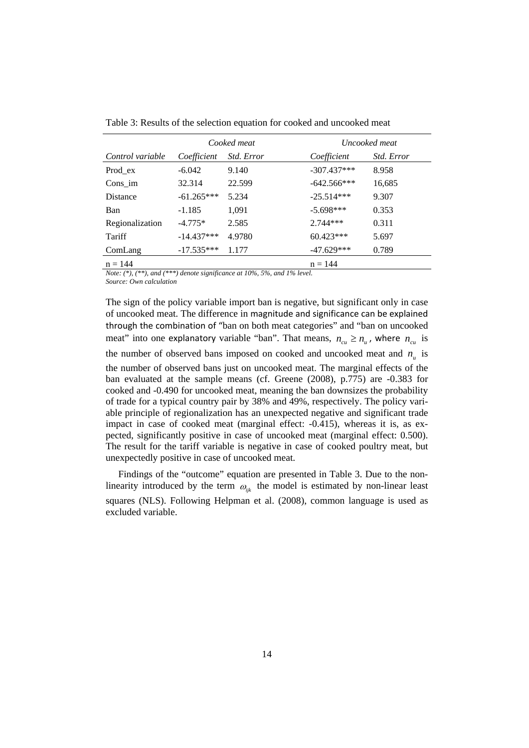Table 3: Results of the selection equation for cooked and uncooked meat

| | *Cooked meat* | | *Uncooked meat* | |
|---|---|---|---|---|
| *Control variable* | *Coefficient* | *Std. Error* | *Coefficient* | *Std. Error* |
| Prod_ex | -6.042 | 9.140 | -307.437*** | 8.958 |
| Cons_im | 32.314 | 22.599 | -642.566*** | 16,685 |
| Distance | -61.265*** | 5.234 | -25.514*** | 9.307 |
| Ban | -1.185 | 1,091 | -5.698*** | 0.353 |
| Regionalization | -4.775* | 2.585 | 2.744*** | 0.311 |
| Tariff | -14.437*** | 4.9780 | 60.423*** | 5.697 |
| ComLang | -17.535*** | 1.177 | -47.629*** | 0.789 |
| n = 144 | | | n = 144 | |

*Note: (\*), (\*\*), and (\*\*\*) denote significance at 10%, 5%, and 1% level.*
*Source: Own calculation*

The sign of the policy variable import ban is negative, but significant only in case of uncooked meat. The difference in magnitude and significance can be explained through the combination of "ban on both meat categories" and "ban on uncooked meat" into one explanatory variable "ban". That means, $n_{cu} \geq n_u$, where $n_{cu}$ is the number of observed bans imposed on cooked and uncooked meat and $n_u$ is the number of observed bans just on uncooked meat. The marginal effects of the ban evaluated at the sample means (cf. Greene (2008), p.775) are -0.383 for cooked and -0.490 for uncooked meat, meaning the ban downsizes the probability of trade for a typical country pair by 38% and 49%, respectively. The policy variable principle of regionalization has an unexpected negative and significant trade impact in case of cooked meat (marginal effect: -0.415), whereas it is, as expected, significantly positive in case of uncooked meat (marginal effect: 0.500). The result for the tariff variable is negative in case of cooked poultry meat, but unexpectedly positive in case of uncooked meat.

Findings of the "outcome" equation are presented in Table 3. Due to the non-linearity introduced by the term $\omega_{ijk}$ the model is estimated by non-linear least squares (NLS). Following Helpman et al. (2008), common language is used as excluded variable.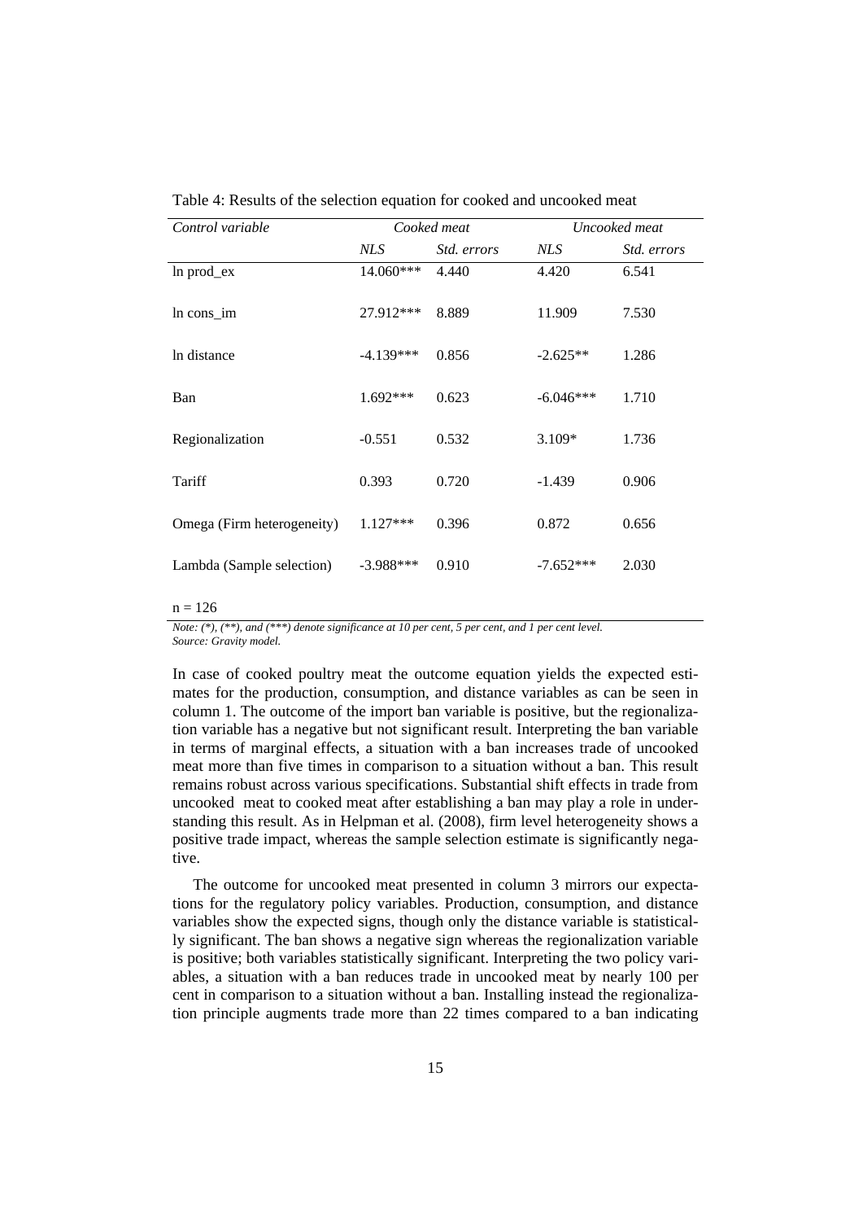Table 4: Results of the selection equation for cooked and uncooked meat

| *Control variable* | *Cooked meat* | | *Uncooked meat* | |
|---|---|---|---|---|
| | *NLS* | *Std. errors* | *NLS* | *Std. errors* |
| ln prod_ex | 14.060*** | 4.440 | 4.420 | 6.541 |
| ln cons_im | 27.912*** | 8.889 | 11.909 | 7.530 |
| ln distance | -4.139*** | 0.856 | -2.625** | 1.286 |
| Ban | 1.692*** | 0.623 | -6.046*** | 1.710 |
| Regionalization | -0.551 | 0.532 | 3.109* | 1.736 |
| Tariff | 0.393 | 0.720 | -1.439 | 0.906 |
| Omega (Firm heterogeneity) | 1.127*** | 0.396 | 0.872 | 0.656 |
| Lambda (Sample selection) | -3.988*** | 0.910 | -7.652*** | 2.030 |

n = 126

*Note: (*), (**), and (***) denote significance at 10 per cent, 5 per cent, and 1 per cent level.*
*Source: Gravity model.*

In case of cooked poultry meat the outcome equation yields the expected estimates for the production, consumption, and distance variables as can be seen in column 1. The outcome of the import ban variable is positive, but the regionalization variable has a negative but not significant result. Interpreting the ban variable in terms of marginal effects, a situation with a ban increases trade of uncooked meat more than five times in comparison to a situation without a ban. This result remains robust across various specifications. Substantial shift effects in trade from uncooked meat to cooked meat after establishing a ban may play a role in understanding this result. As in Helpman et al. (2008), firm level heterogeneity shows a positive trade impact, whereas the sample selection estimate is significantly negative.

The outcome for uncooked meat presented in column 3 mirrors our expectations for the regulatory policy variables. Production, consumption, and distance variables show the expected signs, though only the distance variable is statistically significant. The ban shows a negative sign whereas the regionalization variable is positive; both variables statistically significant. Interpreting the two policy variables, a situation with a ban reduces trade in uncooked meat by nearly 100 per cent in comparison to a situation without a ban. Installing instead the regionalization principle augments trade more than 22 times compared to a ban indicating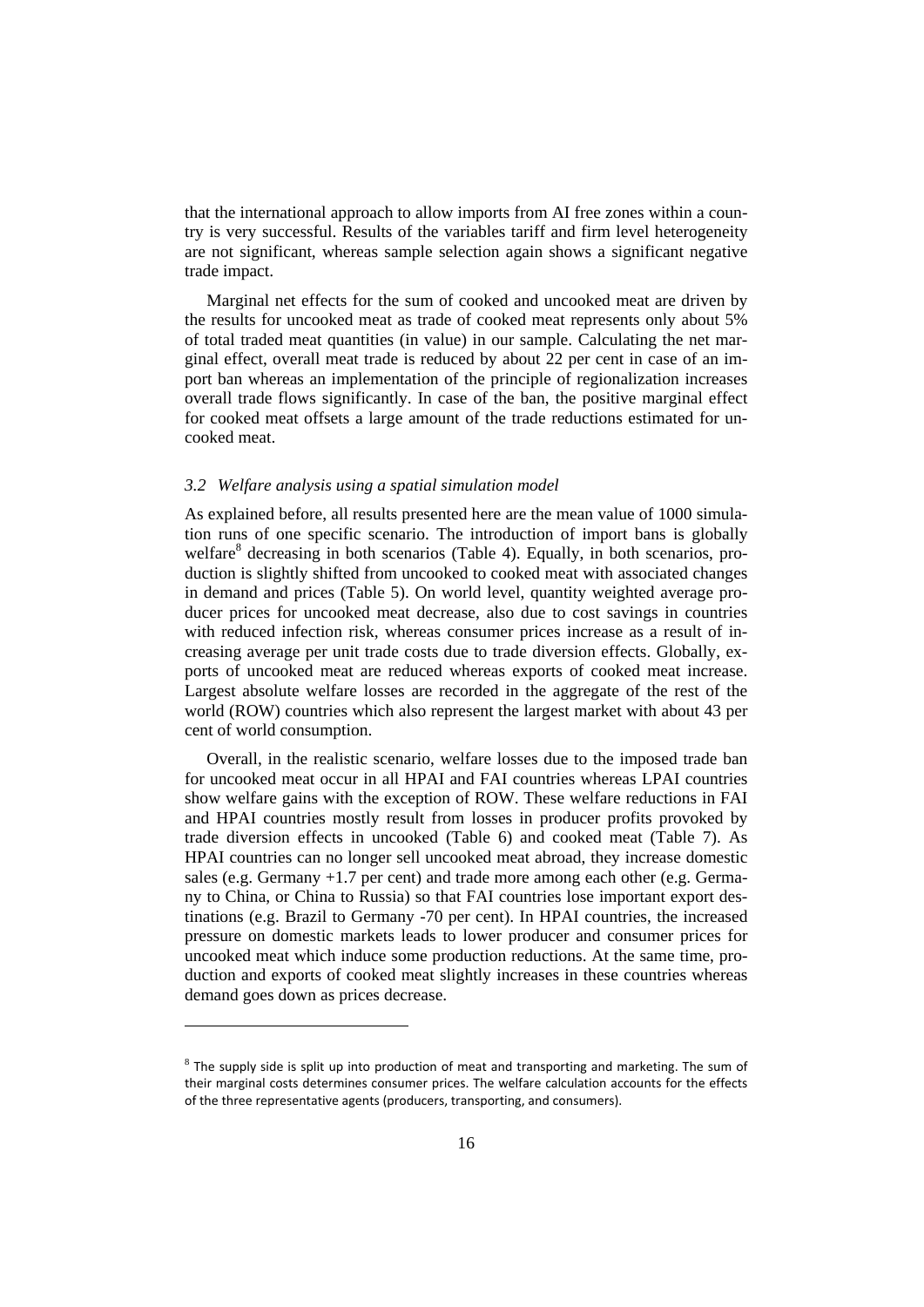that the international approach to allow imports from AI free zones within a country is very successful. Results of the variables tariff and firm level heterogeneity are not significant, whereas sample selection again shows a significant negative trade impact.

Marginal net effects for the sum of cooked and uncooked meat are driven by the results for uncooked meat as trade of cooked meat represents only about 5% of total traded meat quantities (in value) in our sample. Calculating the net marginal effect, overall meat trade is reduced by about 22 per cent in case of an import ban whereas an implementation of the principle of regionalization increases overall trade flows significantly. In case of the ban, the positive marginal effect for cooked meat offsets a large amount of the trade reductions estimated for uncooked meat.

### *3.2 Welfare analysis using a spatial simulation model*

As explained before, all results presented here are the mean value of 1000 simulation runs of one specific scenario. The introduction of import bans is globally welfare[8] decreasing in both scenarios (Table 4). Equally, in both scenarios, production is slightly shifted from uncooked to cooked meat with associated changes in demand and prices (Table 5). On world level, quantity weighted average producer prices for uncooked meat decrease, also due to cost savings in countries with reduced infection risk, whereas consumer prices increase as a result of increasing average per unit trade costs due to trade diversion effects. Globally, exports of uncooked meat are reduced whereas exports of cooked meat increase. Largest absolute welfare losses are recorded in the aggregate of the rest of the world (ROW) countries which also represent the largest market with about 43 per cent of world consumption.

Overall, in the realistic scenario, welfare losses due to the imposed trade ban for uncooked meat occur in all HPAI and FAI countries whereas LPAI countries show welfare gains with the exception of ROW. These welfare reductions in FAI and HPAI countries mostly result from losses in producer profits provoked by trade diversion effects in uncooked (Table 6) and cooked meat (Table 7). As HPAI countries can no longer sell uncooked meat abroad, they increase domestic sales (e.g. Germany +1.7 per cent) and trade more among each other (e.g. Germany to China, or China to Russia) so that FAI countries lose important export destinations (e.g. Brazil to Germany -70 per cent). In HPAI countries, the increased pressure on domestic markets leads to lower producer and consumer prices for uncooked meat which induce some production reductions. At the same time, production and exports of cooked meat slightly increases in these countries whereas demand goes down as prices decrease.

[8] The supply side is split up into production of meat and transporting and marketing. The sum of their marginal costs determines consumer prices. The welfare calculation accounts for the effects of the three representative agents (producers, transporting, and consumers).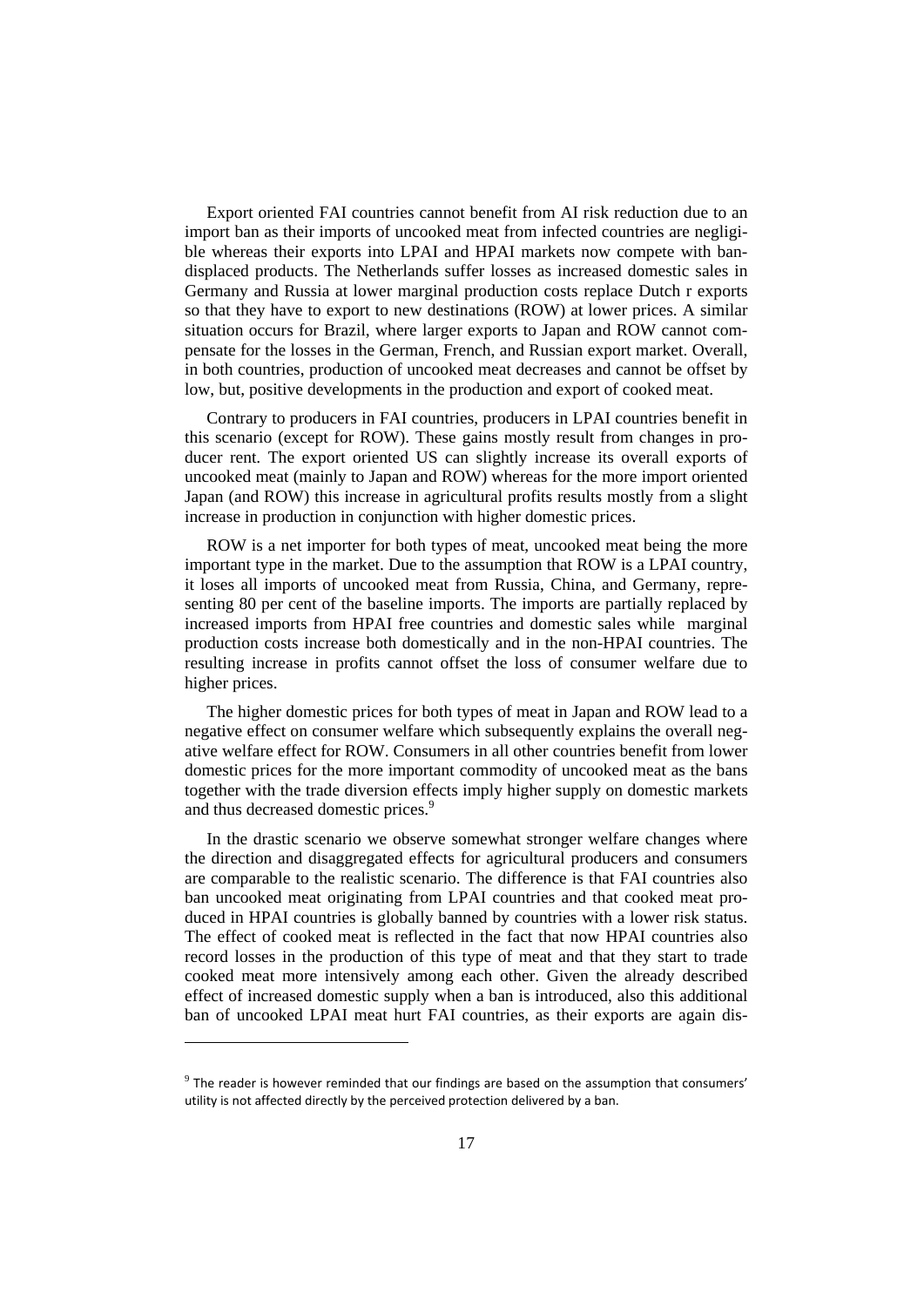Export oriented FAI countries cannot benefit from AI risk reduction due to an import ban as their imports of uncooked meat from infected countries are negligible whereas their exports into LPAI and HPAI markets now compete with ban-displaced products. The Netherlands suffer losses as increased domestic sales in Germany and Russia at lower marginal production costs replace Dutch r exports so that they have to export to new destinations (ROW) at lower prices. A similar situation occurs for Brazil, where larger exports to Japan and ROW cannot compensate for the losses in the German, French, and Russian export market. Overall, in both countries, production of uncooked meat decreases and cannot be offset by low, but, positive developments in the production and export of cooked meat.

Contrary to producers in FAI countries, producers in LPAI countries benefit in this scenario (except for ROW). These gains mostly result from changes in producer rent. The export oriented US can slightly increase its overall exports of uncooked meat (mainly to Japan and ROW) whereas for the more import oriented Japan (and ROW) this increase in agricultural profits results mostly from a slight increase in production in conjunction with higher domestic prices.

ROW is a net importer for both types of meat, uncooked meat being the more important type in the market. Due to the assumption that ROW is a LPAI country, it loses all imports of uncooked meat from Russia, China, and Germany, representing 80 per cent of the baseline imports. The imports are partially replaced by increased imports from HPAI free countries and domestic sales while marginal production costs increase both domestically and in the non-HPAI countries. The resulting increase in profits cannot offset the loss of consumer welfare due to higher prices.

The higher domestic prices for both types of meat in Japan and ROW lead to a negative effect on consumer welfare which subsequently explains the overall negative welfare effect for ROW. Consumers in all other countries benefit from lower domestic prices for the more important commodity of uncooked meat as the bans together with the trade diversion effects imply higher supply on domestic markets and thus decreased domestic prices.[9]

In the drastic scenario we observe somewhat stronger welfare changes where the direction and disaggregated effects for agricultural producers and consumers are comparable to the realistic scenario. The difference is that FAI countries also ban uncooked meat originating from LPAI countries and that cooked meat produced in HPAI countries is globally banned by countries with a lower risk status. The effect of cooked meat is reflected in the fact that now HPAI countries also record losses in the production of this type of meat and that they start to trade cooked meat more intensively among each other. Given the already described effect of increased domestic supply when a ban is introduced, also this additional ban of uncooked LPAI meat hurt FAI countries, as their exports are again dis-

---

[9] The reader is however reminded that our findings are based on the assumption that consumers' utility is not affected directly by the perceived protection delivered by a ban.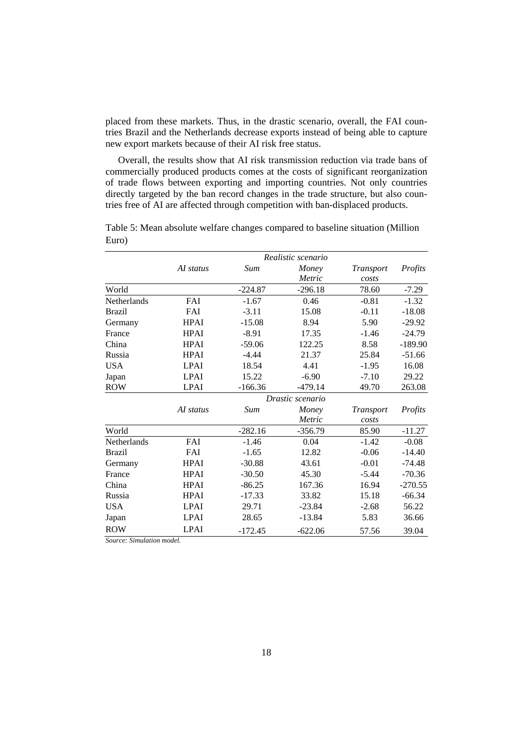placed from these markets. Thus, in the drastic scenario, overall, the FAI countries Brazil and the Netherlands decrease exports instead of being able to capture new export markets because of their AI risk free status.

Overall, the results show that AI risk transmission reduction via trade bans of commercially produced products comes at the costs of significant reorganization of trade flows between exporting and importing countries. Not only countries directly targeted by the ban record changes in the trade structure, but also countries free of AI are affected through competition with ban-displaced products.

Table 5: Mean absolute welfare changes compared to baseline situation (Million Euro)

| | *Realistic scenario* | | | | |
|---|---|---|---|---|---|
| | *AI status* | *Sum* | *Money Metric* | *Transport costs* | *Profits* |
| World | | -224.87 | -296.18 | 78.60 | -7.29 |
| Netherlands | FAI | -1.67 | 0.46 | -0.81 | -1.32 |
| Brazil | FAI | -3.11 | 15.08 | -0.11 | -18.08 |
| Germany | HPAI | -15.08 | 8.94 | 5.90 | -29.92 |
| France | HPAI | -8.91 | 17.35 | -1.46 | -24.79 |
| China | HPAI | -59.06 | 122.25 | 8.58 | -189.90 |
| Russia | HPAI | -4.44 | 21.37 | 25.84 | -51.66 |
| USA | LPAI | 18.54 | 4.41 | -1.95 | 16.08 |
| Japan | LPAI | 15.22 | -6.90 | -7.10 | 29.22 |
| ROW | LPAI | -166.36 | -479.14 | 49.70 | 263.08 |
| | *Drastic scenario* | | | | |
| | *AI status* | *Sum* | *Money Metric* | *Transport costs* | *Profits* |
| World | | -282.16 | -356.79 | 85.90 | -11.27 |
| Netherlands | FAI | -1.46 | 0.04 | -1.42 | -0.08 |
| Brazil | FAI | -1.65 | 12.82 | -0.06 | -14.40 |
| Germany | HPAI | -30.88 | 43.61 | -0.01 | -74.48 |
| France | HPAI | -30.50 | 45.30 | -5.44 | -70.36 |
| China | HPAI | -86.25 | 167.36 | 16.94 | -270.55 |
| Russia | HPAI | -17.33 | 33.82 | 15.18 | -66.34 |
| USA | LPAI | 29.71 | -23.84 | -2.68 | 56.22 |
| Japan | LPAI | 28.65 | -13.84 | 5.83 | 36.66 |
| ROW | LPAI | -172.45 | -622.06 | 57.56 | 39.04 |

*Source: Simulation model.*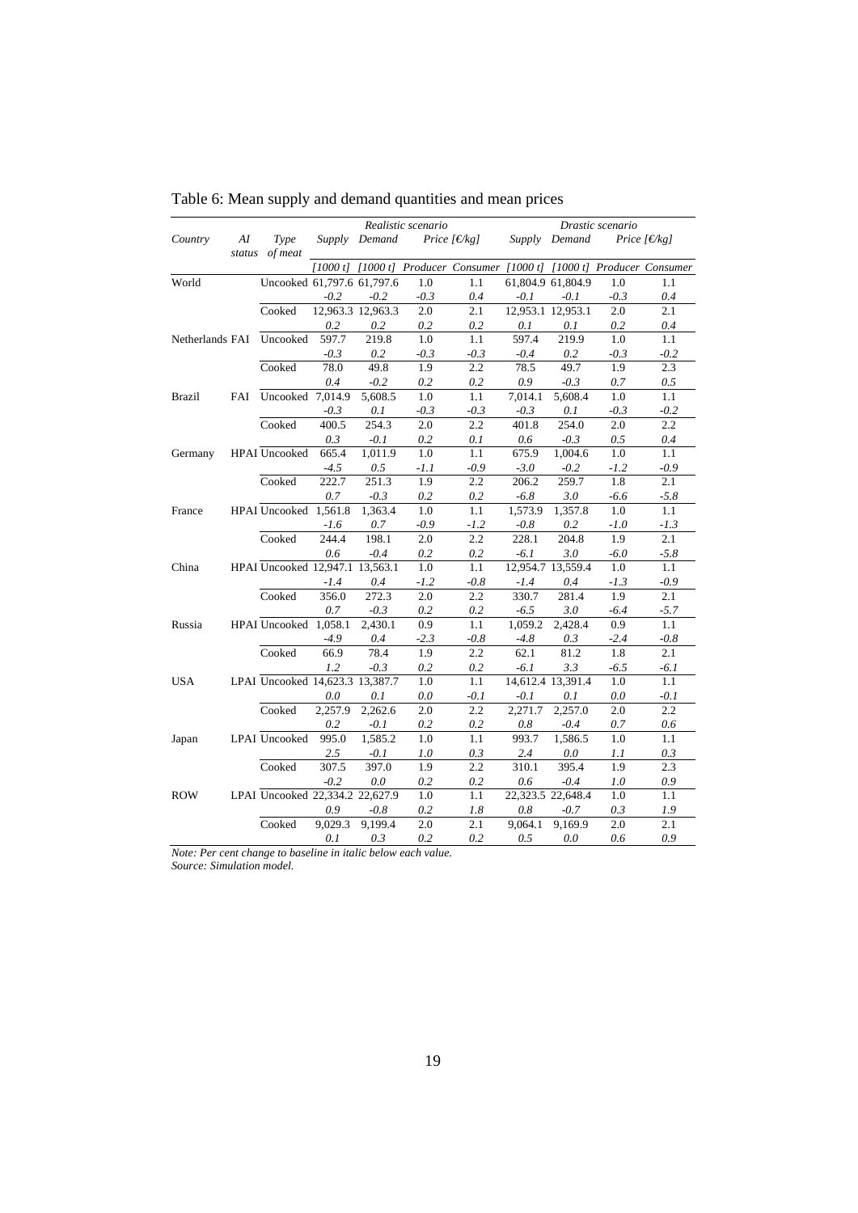Table 6: Mean supply and demand quantities and mean prices

| Country | AI status | Type of meat | Realistic scenario | | | | Drastic scenario | | | |
|---|---|---|---|---|---|---|---|---|---|---|
| | | | Supply | Demand | Price [€/kg] | | Supply | Demand | Price [€/kg] | |
| | | | [1000 t] | [1000 t] | Producer | Consumer | [1000 t] | [1000 t] | Producer | Consumer |
| World | | Uncooked | 61,797.6 | 61,797.6 | 1.0 | 1.1 | 61,804.9 | 61,804.9 | 1.0 | 1.1 |
| | | | *-0.2* | *-0.2* | *-0.3* | *0.4* | *-0.1* | *-0.1* | *-0.3* | *0.4* |
| | | Cooked | 12,963.3 | 12,963.3 | 2.0 | 2.1 | 12,953.1 | 12,953.1 | 2.0 | 2.1 |
| | | | *0.2* | *0.2* | *0.2* | *0.2* | *0.1* | *0.1* | *0.2* | *0.4* |
| Netherlands | FAI | Uncooked | 597.7 | 219.8 | 1.0 | 1.1 | 597.4 | 219.9 | 1.0 | 1.1 |
| | | | *-0.3* | *0.2* | *-0.3* | *-0.3* | *-0.4* | *0.2* | *-0.3* | *-0.2* |
| | | Cooked | 78.0 | 49.8 | 1.9 | 2.2 | 78.5 | 49.7 | 1.9 | 2.3 |
| | | | *0.4* | *-0.2* | *0.2* | *0.2* | *0.9* | *-0.3* | *0.7* | *0.5* |
| Brazil | FAI | Uncooked | 7,014.9 | 5,608.5 | 1.0 | 1.1 | 7,014.1 | 5,608.4 | 1.0 | 1.1 |
| | | | *-0.3* | *0.1* | *-0.3* | *-0.3* | *-0.3* | *0.1* | *-0.3* | *-0.2* |
| | | Cooked | 400.5 | 254.3 | 2.0 | 2.2 | 401.8 | 254.0 | 2.0 | 2.2 |
| | | | *0.3* | *-0.1* | *0.2* | *0.1* | *0.6* | *-0.3* | *0.5* | *0.4* |
| Germany | HPAI | Uncooked | 665.4 | 1,011.9 | 1.0 | 1.1 | 675.9 | 1,004.6 | 1.0 | 1.1 |
| | | | *-4.5* | *0.5* | *-1.1* | *-0.9* | *-3.0* | *-0.2* | *-1.2* | *-0.9* |
| | | Cooked | 222.7 | 251.3 | 1.9 | 2.2 | 206.2 | 259.7 | 1.8 | 2.1 |
| | | | *0.7* | *-0.3* | *0.2* | *0.2* | *-6.8* | *3.0* | *-6.6* | *-5.8* |
| France | HPAI | Uncooked | 1,561.8 | 1,363.4 | 1.0 | 1.1 | 1,573.9 | 1,357.8 | 1.0 | 1.1 |
| | | | *-1.6* | *0.7* | *-0.9* | *-1.2* | *-0.8* | *0.2* | *-1.0* | *-1.3* |
| | | Cooked | 244.4 | 198.1 | 2.0 | 2.2 | 228.1 | 204.8 | 1.9 | 2.1 |
| | | | *0.6* | *-0.4* | *0.2* | *0.2* | *-6.1* | *3.0* | *-6.0* | *-5.8* |
| China | HPAI | Uncooked | 12,947.1 | 13,563.1 | 1.0 | 1.1 | 12,954.7 | 13,559.4 | 1.0 | 1.1 |
| | | | *-1.4* | *0.4* | *-1.2* | *-0.8* | *-1.4* | *0.4* | *-1.3* | *-0.9* |
| | | Cooked | 356.0 | 272.3 | 2.0 | 2.2 | 330.7 | 281.4 | 1.9 | 2.1 |
| | | | *0.7* | *-0.3* | *0.2* | *0.2* | *-6.5* | *3.0* | *-6.4* | *-5.7* |
| Russia | HPAI | Uncooked | 1,058.1 | 2,430.1 | 0.9 | 1.1 | 1,059.2 | 2,428.4 | 0.9 | 1.1 |
| | | | *-4.9* | *0.4* | *-2.3* | *-0.8* | *-4.8* | *0.3* | *-2.4* | *-0.8* |
| | | Cooked | 66.9 | 78.4 | 1.9 | 2.2 | 62.1 | 81.2 | 1.8 | 2.1 |
| | | | *1.2* | *-0.3* | *0.2* | *0.2* | *-6.1* | *3.3* | *-6.5* | *-6.1* |
| USA | LPAI | Uncooked | 14,623.3 | 13,387.7 | 1.0 | 1.1 | 14,612.4 | 13,391.4 | 1.0 | 1.1 |
| | | | *0.0* | *0.1* | *0.0* | *-0.1* | *-0.1* | *0.1* | *0.0* | *-0.1* |
| | | Cooked | 2,257.9 | 2,262.6 | 2.0 | 2.2 | 2,271.7 | 2,257.0 | 2.0 | 2.2 |
| | | | *0.2* | *-0.1* | *0.2* | *0.2* | *0.8* | *-0.4* | *0.7* | *0.6* |
| Japan | LPAI | Uncooked | 995.0 | 1,585.2 | 1.0 | 1.1 | 993.7 | 1,586.5 | 1.0 | 1.1 |
| | | | *2.5* | *-0.1* | *1.0* | *0.3* | *2.4* | *0.0* | *1.1* | *0.3* |
| | | Cooked | 307.5 | 397.0 | 1.9 | 2.2 | 310.1 | 395.4 | 1.9 | 2.3 |
| | | | *-0.2* | *0.0* | *0.2* | *0.2* | *0.6* | *-0.4* | *1.0* | *0.9* |
| ROW | LPAI | Uncooked | 22,334.2 | 22,627.9 | 1.0 | 1.1 | 22,323.5 | 22,648.4 | 1.0 | 1.1 |
| | | | *0.9* | *-0.8* | *0.2* | *1.8* | *0.8* | *-0.7* | *0.3* | *1.9* |
| | | Cooked | 9,029.3 | 9,199.4 | 2.0 | 2.1 | 9,064.1 | 9,169.9 | 2.0 | 2.1 |
| | | | *0.1* | *0.3* | *0.2* | *0.2* | *0.5* | *0.0* | *0.6* | *0.9* |

*Note: Per cent change to baseline in italic below each value.*
*Source: Simulation model.*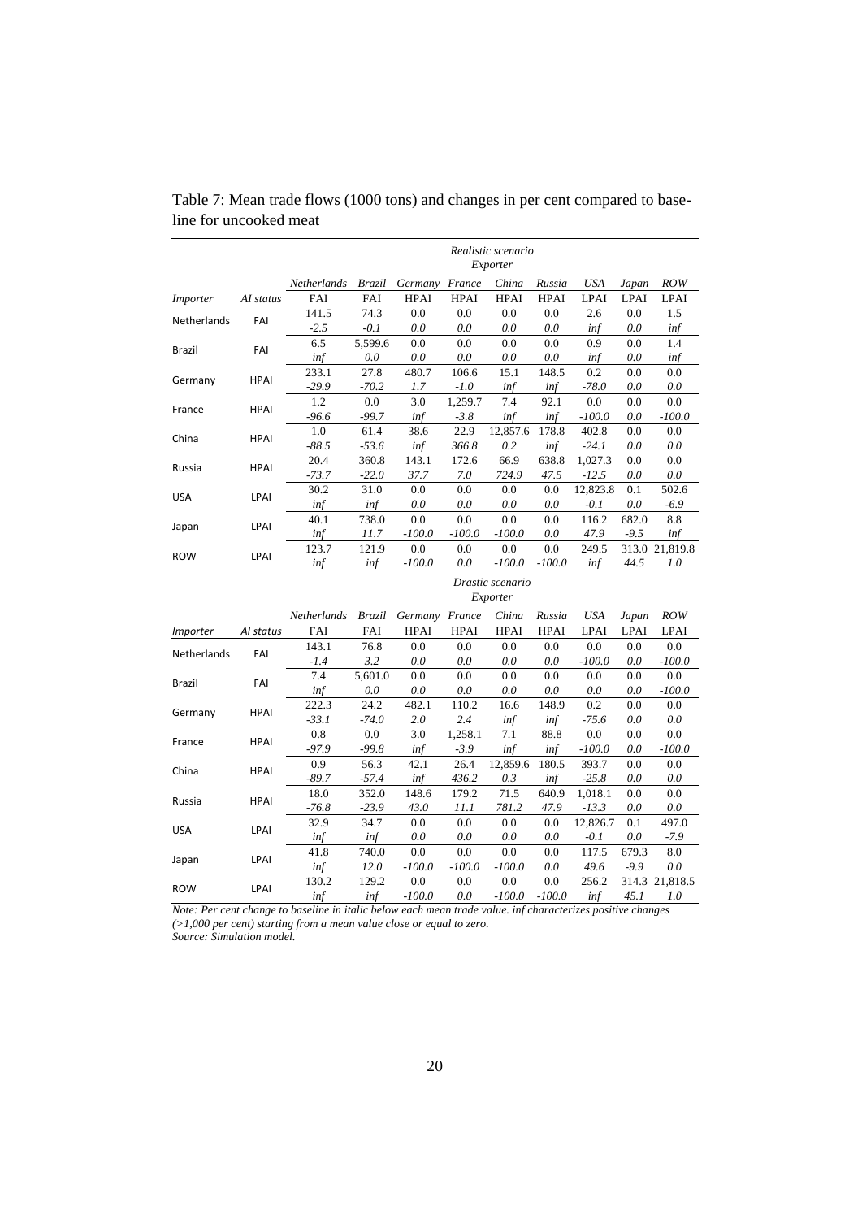Table 7: Mean trade flows (1000 tons) and changes in per cent compared to baseline for uncooked meat

| | | *Realistic scenario* | | | | | | | | |
|---|---|---|---|---|---|---|---|---|---|---|
| | | *Exporter* | | | | | | | | |
| | | *Netherlands* | *Brazil* | *Germany* | *France* | *China* | *Russia* | *USA* | *Japan* | *ROW* |
| *Importer* | *AI status* | FAI | FAI | HPAI | HPAI | HPAI | HPAI | LPAI | LPAI | LPAI |
| Netherlands | FAI | 141.5 | 74.3 | 0.0 | 0.0 | 0.0 | 0.0 | 2.6 | 0.0 | 1.5 |
| | | *-2.5* | *-0.1* | *0.0* | *0.0* | *0.0* | *0.0* | *inf* | *0.0* | *inf* |
| Brazil | FAI | 6.5 | 5,599.6 | 0.0 | 0.0 | 0.0 | 0.0 | 0.9 | 0.0 | 1.4 |
| | | *inf* | *0.0* | *0.0* | *0.0* | *0.0* | *0.0* | *inf* | *0.0* | *inf* |
| Germany | HPAI | 233.1 | 27.8 | 480.7 | 106.6 | 15.1 | 148.5 | 0.2 | 0.0 | 0.0 |
| | | *-29.9* | *-70.2* | *1.7* | *-1.0* | *inf* | *inf* | *-78.0* | *0.0* | *0.0* |
| France | HPAI | 1.2 | 0.0 | 3.0 | 1,259.7 | 7.4 | 92.1 | 0.0 | 0.0 | 0.0 |
| | | *-96.6* | *-99.7* | *inf* | *-3.8* | *inf* | *inf* | *-100.0* | *0.0* | *-100.0* |
| China | HPAI | 1.0 | 61.4 | 38.6 | 22.9 | 12,857.6 | 178.8 | 402.8 | 0.0 | 0.0 |
| | | *-88.5* | *-53.6* | *inf* | *366.8* | *0.2* | *inf* | *-24.1* | *0.0* | *0.0* |
| Russia | HPAI | 20.4 | 360.8 | 143.1 | 172.6 | 66.9 | 638.8 | 1,027.3 | 0.0 | 0.0 |
| | | *-73.7* | *-22.0* | *37.7* | *7.0* | *724.9* | *47.5* | *-12.5* | *0.0* | *0.0* |
| USA | LPAI | 30.2 | 31.0 | 0.0 | 0.0 | 0.0 | 0.0 | 12,823.8 | 0.1 | 502.6 |
| | | *inf* | *inf* | *0.0* | *0.0* | *0.0* | *0.0* | *-0.1* | *0.0* | *-6.9* |
| Japan | LPAI | 40.1 | 738.0 | 0.0 | 0.0 | 0.0 | 0.0 | 116.2 | 682.0 | 8.8 |
| | | *inf* | *11.7* | *-100.0* | *-100.0* | *-100.0* | *0.0* | *47.9* | *-9.5* | *inf* |
| ROW | LPAI | 123.7 | 121.9 | 0.0 | 0.0 | 0.0 | 0.0 | 249.5 | 313.0 | 21,819.8 |
| | | *inf* | *inf* | *-100.0* | *0.0* | *-100.0* | *-100.0* | *inf* | *44.5* | *1.0* |
| | | *Drastic scenario* | | | | | | | | |
| | | *Exporter* | | | | | | | | |
| | | *Netherlands* | *Brazil* | *Germany* | *France* | *China* | *Russia* | *USA* | *Japan* | *ROW* |
| *Importer* | *AI status* | FAI | FAI | HPAI | HPAI | HPAI | HPAI | LPAI | LPAI | LPAI |
| Netherlands | FAI | 143.1 | 76.8 | 0.0 | 0.0 | 0.0 | 0.0 | 0.0 | 0.0 | 0.0 |
| | | *-1.4* | *3.2* | *0.0* | *0.0* | *0.0* | *0.0* | *-100.0* | *0.0* | *-100.0* |
| Brazil | FAI | 7.4 | 5,601.0 | 0.0 | 0.0 | 0.0 | 0.0 | 0.0 | 0.0 | 0.0 |
| | | *inf* | *0.0* | *0.0* | *0.0* | *0.0* | *0.0* | *0.0* | *0.0* | *-100.0* |
| Germany | HPAI | 222.3 | 24.2 | 482.1 | 110.2 | 16.6 | 148.9 | 0.2 | 0.0 | 0.0 |
| | | *-33.1* | *-74.0* | *2.0* | *2.4* | *inf* | *inf* | *-75.6* | *0.0* | *0.0* |
| France | HPAI | 0.8 | 0.0 | 3.0 | 1,258.1 | 7.1 | 88.8 | 0.0 | 0.0 | 0.0 |
| | | *-97.9* | *-99.8* | *inf* | *-3.9* | *inf* | *inf* | *-100.0* | *0.0* | *-100.0* |
| China | HPAI | 0.9 | 56.3 | 42.1 | 26.4 | 12,859.6 | 180.5 | 393.7 | 0.0 | 0.0 |
| | | *-89.7* | *-57.4* | *inf* | *436.2* | *0.3* | *inf* | *-25.8* | *0.0* | *0.0* |
| Russia | HPAI | 18.0 | 352.0 | 148.6 | 179.2 | 71.5 | 640.9 | 1,018.1 | 0.0 | 0.0 |
| | | *-76.8* | *-23.9* | *43.0* | *11.1* | *781.2* | *47.9* | *-13.3* | *0.0* | *0.0* |
| USA | LPAI | 32.9 | 34.7 | 0.0 | 0.0 | 0.0 | 0.0 | 12,826.7 | 0.1 | 497.0 |
| | | *inf* | *inf* | *0.0* | *0.0* | *0.0* | *0.0* | *-0.1* | *0.0* | *-7.9* |
| Japan | LPAI | 41.8 | 740.0 | 0.0 | 0.0 | 0.0 | 0.0 | 117.5 | 679.3 | 8.0 |
| | | *inf* | *12.0* | *-100.0* | *-100.0* | *-100.0* | *0.0* | *49.6* | *-9.9* | *inf* |
| ROW | LPAI | 130.2 | 129.2 | 0.0 | 0.0 | 0.0 | 0.0 | 256.2 | 314.3 | 21,818.5 |
| | | *inf* | *inf* | *-100.0* | *0.0* | *-100.0* | *-100.0* | *inf* | *45.1* | *1.0* |

*Note: Per cent change to baseline in italic below each mean trade value. inf characterizes positive changes (>1,000 per cent) starting from a mean value close or equal to zero.*
*Source: Simulation model.*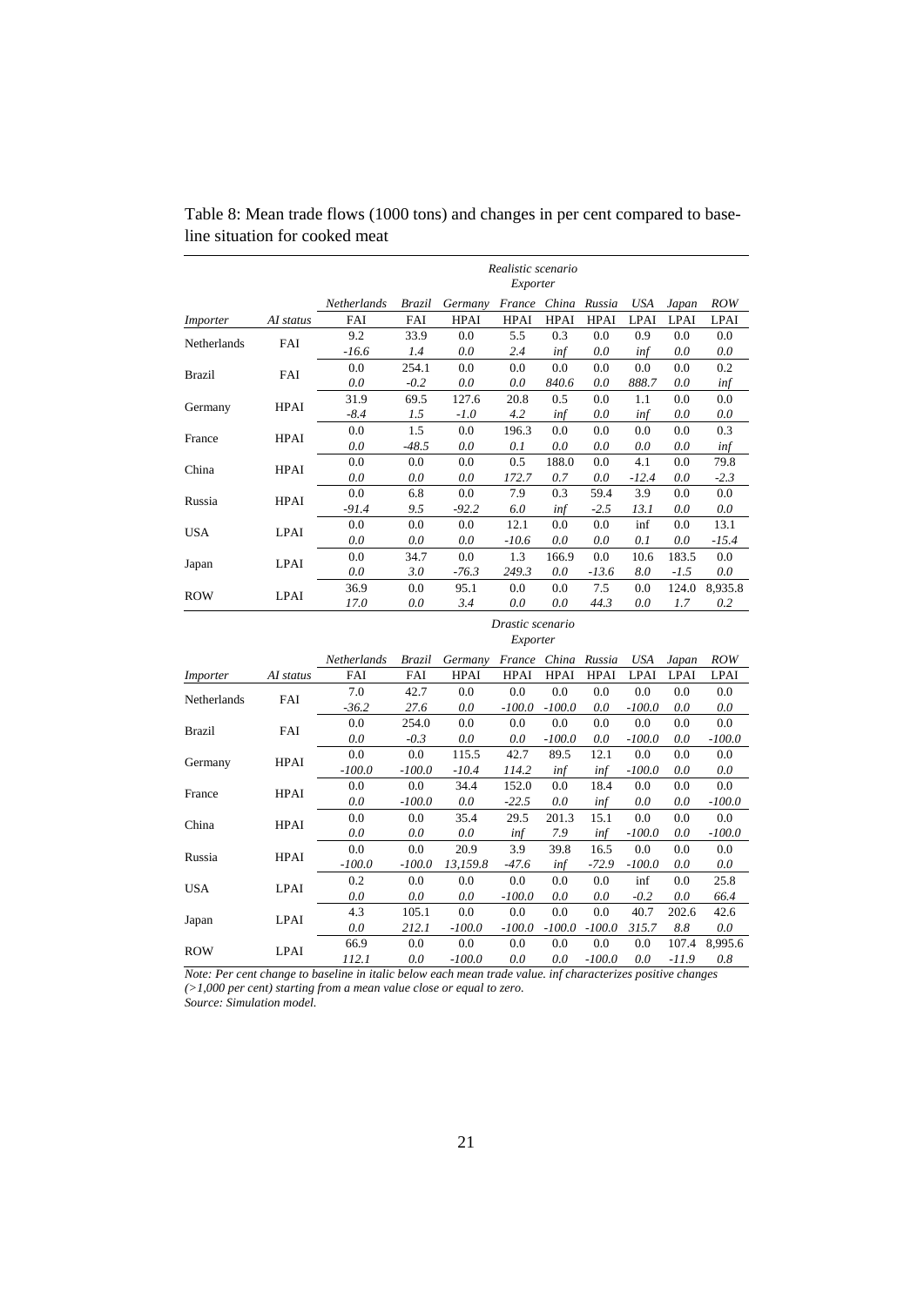Table 8: Mean trade flows (1000 tons) and changes in per cent compared to baseline situation for cooked meat

| | | *Realistic scenario* | | | | | | | | |
|---|---|---|---|---|---|---|---|---|---|---|
| | | *Exporter* | | | | | | | | |
| | | *Netherlands* | *Brazil* | *Germany* | *France* | *China* | *Russia* | *USA* | *Japan* | *ROW* |
| *Importer* | *AI status* | FAI | FAI | HPAI | HPAI | HPAI | HPAI | LPAI | LPAI | LPAI |
| Netherlands | FAI | 9.2 | 33.9 | 0.0 | 5.5 | 0.3 | 0.0 | 0.9 | 0.0 | 0.0 |
| | | *-16.6* | *1.4* | *0.0* | *2.4* | *inf* | *0.0* | *inf* | *0.0* | *0.0* |
| Brazil | FAI | 0.0 | 254.1 | 0.0 | 0.0 | 0.0 | 0.0 | 0.0 | 0.0 | 0.2 |
| | | *0.0* | *-0.2* | *0.0* | *0.0* | *840.6* | *0.0* | *888.7* | *0.0* | *inf* |
| Germany | HPAI | 31.9 | 69.5 | 127.6 | 20.8 | 0.5 | 0.0 | 1.1 | 0.0 | 0.0 |
| | | *-8.4* | *1.5* | *-1.0* | *4.2* | *inf* | *0.0* | *inf* | *0.0* | *0.0* |
| France | HPAI | 0.0 | 1.5 | 0.0 | 196.3 | 0.0 | 0.0 | 0.0 | 0.0 | 0.3 |
| | | *0.0* | *-48.5* | *0.0* | *0.1* | *0.0* | *0.0* | *0.0* | *0.0* | *inf* |
| China | HPAI | 0.0 | 0.0 | 0.0 | 0.5 | 188.0 | 0.0 | 4.1 | 0.0 | 79.8 |
| | | *0.0* | *0.0* | *0.0* | *172.7* | *0.7* | *0.0* | *-12.4* | *0.0* | *-2.3* |
| Russia | HPAI | 0.0 | 6.8 | 0.0 | 7.9 | 0.3 | 59.4 | 3.9 | 0.0 | 0.0 |
| | | *-91.4* | *9.5* | *-92.2* | *6.0* | *inf* | *-2.5* | *13.1* | *0.0* | *0.0* |
| USA | LPAI | 0.0 | 0.0 | 0.0 | 12.1 | 0.0 | 0.0 | inf | 0.0 | 13.1 |
| | | *0.0* | *0.0* | *0.0* | *-10.6* | *0.0* | *0.0* | *0.1* | *0.0* | *-15.4* |
| Japan | LPAI | 0.0 | 34.7 | 0.0 | 1.3 | 166.9 | 0.0 | 10.6 | 183.5 | 0.0 |
| | | *0.0* | *3.0* | *-76.3* | *249.3* | *0.0* | *-13.6* | *8.0* | *-1.5* | *0.0* |
| ROW | LPAI | 36.9 | 0.0 | 95.1 | 0.0 | 0.0 | 7.5 | 0.0 | 124.0 | 8,935.8 |
| | | *17.0* | *0.0* | *3.4* | *0.0* | *0.0* | *44.3* | *0.0* | *1.7* | *0.2* |

| | | *Drastic scenario* | | | | | | | | |
|---|---|---|---|---|---|---|---|---|---|---|
| | | *Exporter* | | | | | | | | |
| | | *Netherlands* | *Brazil* | *Germany* | *France* | *China* | *Russia* | *USA* | *Japan* | *ROW* |
| *Importer* | *AI status* | FAI | FAI | HPAI | HPAI | HPAI | HPAI | LPAI | LPAI | LPAI |
| Netherlands | FAI | 7.0 | 42.7 | 0.0 | 0.0 | 0.0 | 0.0 | 0.0 | 0.0 | 0.0 |
| | | *-36.2* | *27.6* | *0.0* | *-100.0* | *-100.0* | *0.0* | *-100.0* | *0.0* | *0.0* |
| Brazil | FAI | 0.0 | 254.0 | 0.0 | 0.0 | 0.0 | 0.0 | 0.0 | 0.0 | 0.0 |
| | | *0.0* | *-0.3* | *0.0* | *0.0* | *-100.0* | *0.0* | *-100.0* | *0.0* | *-100.0* |
| Germany | HPAI | 0.0 | 0.0 | 115.5 | 42.7 | 89.5 | 12.1 | 0.0 | 0.0 | 0.0 |
| | | *-100.0* | *-100.0* | *-10.4* | *114.2* | *inf* | *inf* | *-100.0* | *0.0* | *0.0* |
| France | HPAI | 0.0 | 0.0 | 34.4 | 152.0 | 0.0 | 18.4 | 0.0 | 0.0 | 0.0 |
| | | *0.0* | *-100.0* | *0.0* | *-22.5* | *0.0* | *inf* | *0.0* | *0.0* | *-100.0* |
| China | HPAI | 0.0 | 0.0 | 35.4 | 29.5 | 201.3 | 15.1 | 0.0 | 0.0 | 0.0 |
| | | *0.0* | *0.0* | *0.0* | *inf* | *7.9* | *inf* | *-100.0* | *0.0* | *-100.0* |
| Russia | HPAI | 0.0 | 0.0 | 20.9 | 3.9 | 39.8 | 16.5 | 0.0 | 0.0 | 0.0 |
| | | *-100.0* | *-100.0* | *13,159.8* | *-47.6* | *inf* | *-72.9* | *-100.0* | *0.0* | *0.0* |
| USA | LPAI | 0.2 | 0.0 | 0.0 | 0.0 | 0.0 | 0.0 | inf | 0.0 | 25.8 |
| | | *0.0* | *0.0* | *0.0* | *-100.0* | *0.0* | *0.0* | *-0.2* | *0.0* | *66.4* |
| Japan | LPAI | 4.3 | 105.1 | 0.0 | 0.0 | 0.0 | 0.0 | 40.7 | 202.6 | 42.6 |
| | | *0.0* | *212.1* | *-100.0* | *-100.0* | *-100.0* | *-100.0* | *315.7* | *8.8* | *0.0* |
| ROW | LPAI | 66.9 | 0.0 | 0.0 | 0.0 | 0.0 | 0.0 | 0.0 | 107.4 | 8,995.6 |
| | | *112.1* | *0.0* | *-100.0* | *0.0* | *0.0* | *-100.0* | *0.0* | *-11.9* | *0.8* |

*Note: Per cent change to baseline in italic below each mean trade value. inf characterizes positive changes (>1,000 per cent) starting from a mean value close or equal to zero.*
*Source: Simulation model.*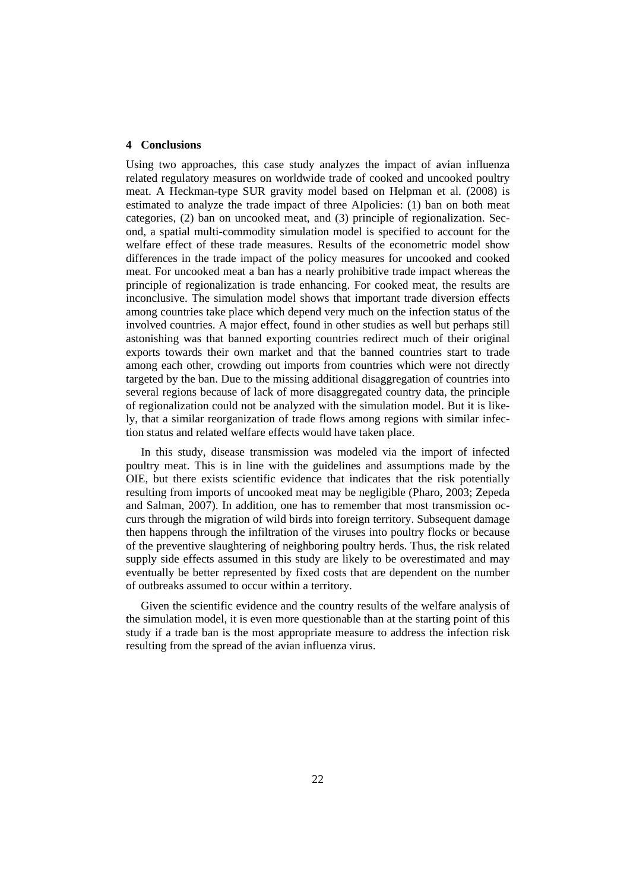## 4 Conclusions

Using two approaches, this case study analyzes the impact of avian influenza related regulatory measures on worldwide trade of cooked and uncooked poultry meat. A Heckman-type SUR gravity model based on Helpman et al. (2008) is estimated to analyze the trade impact of three AIpolicies: (1) ban on both meat categories, (2) ban on uncooked meat, and (3) principle of regionalization. Second, a spatial multi-commodity simulation model is specified to account for the welfare effect of these trade measures. Results of the econometric model show differences in the trade impact of the policy measures for uncooked and cooked meat. For uncooked meat a ban has a nearly prohibitive trade impact whereas the principle of regionalization is trade enhancing. For cooked meat, the results are inconclusive. The simulation model shows that important trade diversion effects among countries take place which depend very much on the infection status of the involved countries. A major effect, found in other studies as well but perhaps still astonishing was that banned exporting countries redirect much of their original exports towards their own market and that the banned countries start to trade among each other, crowding out imports from countries which were not directly targeted by the ban. Due to the missing additional disaggregation of countries into several regions because of lack of more disaggregated country data, the principle of regionalization could not be analyzed with the simulation model. But it is likely, that a similar reorganization of trade flows among regions with similar infection status and related welfare effects would have taken place.

In this study, disease transmission was modeled via the import of infected poultry meat. This is in line with the guidelines and assumptions made by the OIE, but there exists scientific evidence that indicates that the risk potentially resulting from imports of uncooked meat may be negligible (Pharo, 2003; Zepeda and Salman, 2007). In addition, one has to remember that most transmission occurs through the migration of wild birds into foreign territory. Subsequent damage then happens through the infiltration of the viruses into poultry flocks or because of the preventive slaughtering of neighboring poultry herds. Thus, the risk related supply side effects assumed in this study are likely to be overestimated and may eventually be better represented by fixed costs that are dependent on the number of outbreaks assumed to occur within a territory.

Given the scientific evidence and the country results of the welfare analysis of the simulation model, it is even more questionable than at the starting point of this study if a trade ban is the most appropriate measure to address the infection risk resulting from the spread of the avian influenza virus.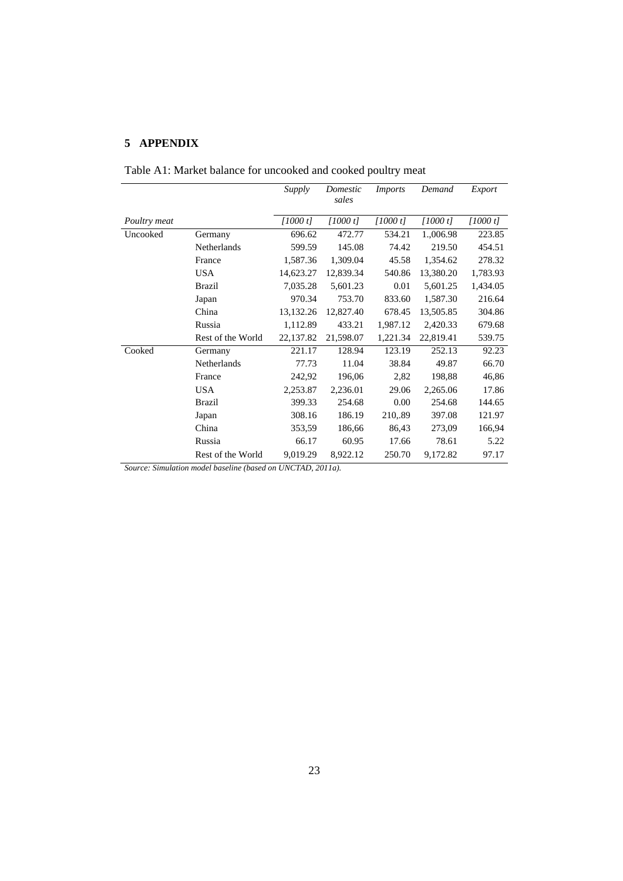# 5 APPENDIX

Table A1: Market balance for uncooked and cooked poultry meat

| | | *Supply* | *Domestic sales* | *Imports* | *Demand* | *Export* |
|---|---|---|---|---|---|---|
| *Poultry meat* | | *[1000 t]* | *[1000 t]* | *[1000 t]* | *[1000 t]* | *[1000 t]* |
| Uncooked | Germany | 696.62 | 472.77 | 534.21 | 1.,006.98 | 223.85 |
| | Netherlands | 599.59 | 145.08 | 74.42 | 219.50 | 454.51 |
| | France | 1,587.36 | 1,309.04 | 45.58 | 1,354.62 | 278.32 |
| | USA | 14,623.27 | 12,839.34 | 540.86 | 13,380.20 | 1,783.93 |
| | Brazil | 7,035.28 | 5,601.23 | 0.01 | 5,601.25 | 1,434.05 |
| | Japan | 970.34 | 753.70 | 833.60 | 1,587.30 | 216.64 |
| | China | 13,132.26 | 12,827.40 | 678.45 | 13,505.85 | 304.86 |
| | Russia | 1,112.89 | 433.21 | 1,987.12 | 2,420.33 | 679.68 |
| | Rest of the World | 22,137.82 | 21,598.07 | 1,221.34 | 22,819.41 | 539.75 |
| Cooked | Germany | 221.17 | 128.94 | 123.19 | 252.13 | 92.23 |
| | Netherlands | 77.73 | 11.04 | 38.84 | 49.87 | 66.70 |
| | France | 242,92 | 196,06 | 2,82 | 198,88 | 46,86 |
| | USA | 2,253.87 | 2,236.01 | 29.06 | 2,265.06 | 17.86 |
| | Brazil | 399.33 | 254.68 | 0.00 | 254.68 | 144.65 |
| | Japan | 308.16 | 186.19 | 210,.89 | 397.08 | 121.97 |
| | China | 353,59 | 186,66 | 86,43 | 273,09 | 166,94 |
| | Russia | 66.17 | 60.95 | 17.66 | 78.61 | 5.22 |
| | Rest of the World | 9,019.29 | 8,922.12 | 250.70 | 9,172.82 | 97.17 |

*Source: Simulation model baseline (based on UNCTAD, 2011a).*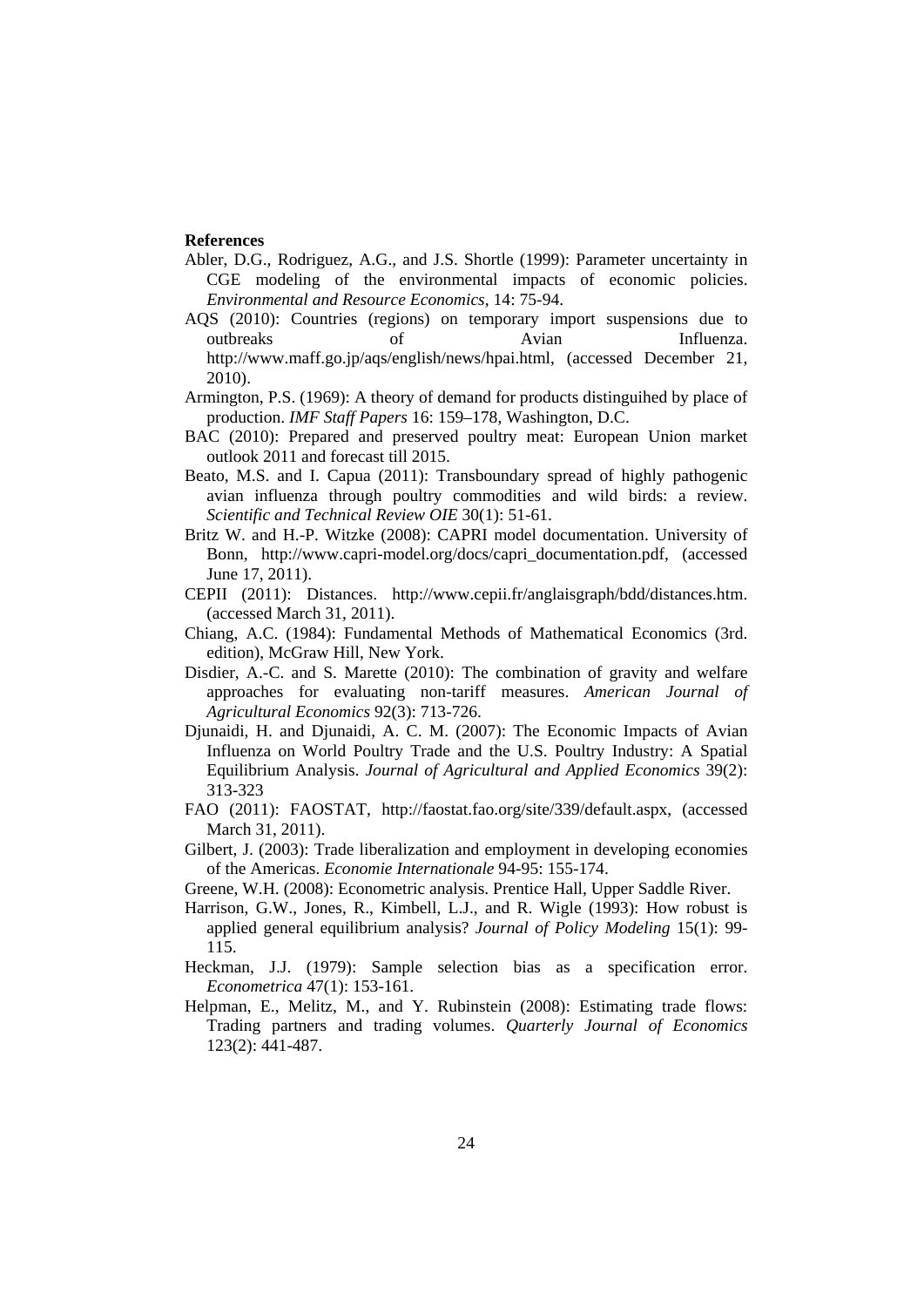**References**

Abler, D.G., Rodriguez, A.G., and J.S. Shortle (1999): Parameter uncertainty in CGE modeling of the environmental impacts of economic policies. *Environmental and Resource Economics*, 14: 75-94.

AQS (2010): Countries (regions) on temporary import suspensions due to outbreaks of Avian Influenza. http://www.maff.go.jp/aqs/english/news/hpai.html, (accessed December 21, 2010).

Armington, P.S. (1969): A theory of demand for products distinguihed by place of production. *IMF Staff Papers* 16: 159–178, Washington, D.C.

BAC (2010): Prepared and preserved poultry meat: European Union market outlook 2011 and forecast till 2015.

Beato, M.S. and I. Capua (2011): Transboundary spread of highly pathogenic avian influenza through poultry commodities and wild birds: a review. *Scientific and Technical Review OIE* 30(1): 51-61.

Britz W. and H.-P. Witzke (2008): CAPRI model documentation. University of Bonn, http://www.capri-model.org/docs/capri_documentation.pdf, (accessed June 17, 2011).

CEPII (2011): Distances. http://www.cepii.fr/anglaisgraph/bdd/distances.htm. (accessed March 31, 2011).

Chiang, A.C. (1984): Fundamental Methods of Mathematical Economics (3rd. edition), McGraw Hill, New York.

Disdier, A.-C. and S. Marette (2010): The combination of gravity and welfare approaches for evaluating non-tariff measures. *American Journal of Agricultural Economics* 92(3): 713-726.

Djunaidi, H. and Djunaidi, A. C. M. (2007): The Economic Impacts of Avian Influenza on World Poultry Trade and the U.S. Poultry Industry: A Spatial Equilibrium Analysis. *Journal of Agricultural and Applied Economics* 39(2): 313-323

FAO (2011): FAOSTAT, http://faostat.fao.org/site/339/default.aspx, (accessed March 31, 2011).

Gilbert, J. (2003): Trade liberalization and employment in developing economies of the Americas. *Economie Internationale* 94-95: 155-174.

Greene, W.H. (2008): Econometric analysis. Prentice Hall, Upper Saddle River.

Harrison, G.W., Jones, R., Kimbell, L.J., and R. Wigle (1993): How robust is applied general equilibrium analysis? *Journal of Policy Modeling* 15(1): 99-115.

Heckman, J.J. (1979): Sample selection bias as a specification error. *Econometrica* 47(1): 153-161.

Helpman, E., Melitz, M., and Y. Rubinstein (2008): Estimating trade flows: Trading partners and trading volumes. *Quarterly Journal of Economics* 123(2): 441-487.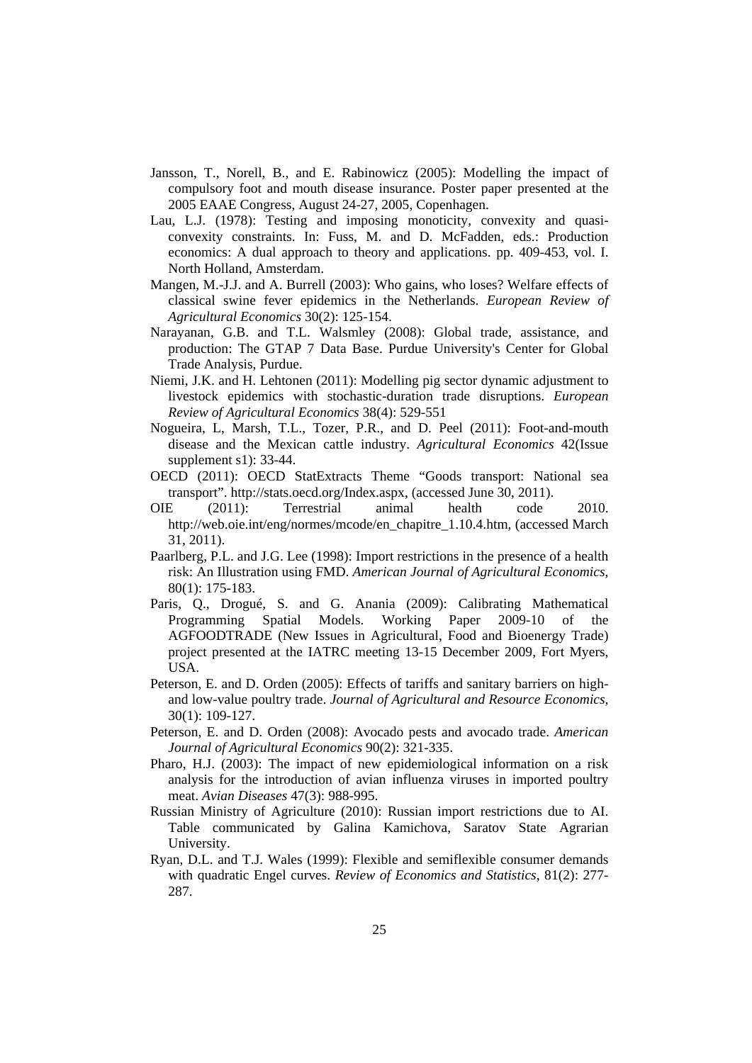Jansson, T., Norell, B., and E. Rabinowicz (2005): Modelling the impact of compulsory foot and mouth disease insurance. Poster paper presented at the 2005 EAAE Congress, August 24-27, 2005, Copenhagen.

Lau, L.J. (1978): Testing and imposing monoticity, convexity and quasi-convexity constraints. In: Fuss, M. and D. McFadden, eds.: Production economics: A dual approach to theory and applications. pp. 409-453, vol. I. North Holland, Amsterdam.

Mangen, M.-J.J. and A. Burrell (2003): Who gains, who loses? Welfare effects of classical swine fever epidemics in the Netherlands. *European Review of Agricultural Economics* 30(2): 125-154.

Narayanan, G.B. and T.L. Walsmley (2008): Global trade, assistance, and production: The GTAP 7 Data Base. Purdue University's Center for Global Trade Analysis, Purdue.

Niemi, J.K. and H. Lehtonen (2011): Modelling pig sector dynamic adjustment to livestock epidemics with stochastic-duration trade disruptions. *European Review of Agricultural Economics* 38(4): 529-551

Nogueira, L, Marsh, T.L., Tozer, P.R., and D. Peel (2011): Foot-and-mouth disease and the Mexican cattle industry. *Agricultural Economics* 42(Issue supplement s1): 33-44.

OECD (2011): OECD StatExtracts Theme "Goods transport: National sea transport". http://stats.oecd.org/Index.aspx, (accessed June 30, 2011).

OIE (2011): Terrestrial animal health code 2010. http://web.oie.int/eng/normes/mcode/en_chapitre_1.10.4.htm, (accessed March 31, 2011).

Paarlberg, P.L. and J.G. Lee (1998): Import restrictions in the presence of a health risk: An Illustration using FMD. *American Journal of Agricultural Economics*, 80(1): 175-183.

Paris, Q., Drogué, S. and G. Anania (2009): Calibrating Mathematical Programming Spatial Models. Working Paper 2009-10 of the AGFOODTRADE (New Issues in Agricultural, Food and Bioenergy Trade) project presented at the IATRC meeting 13-15 December 2009, Fort Myers, USA.

Peterson, E. and D. Orden (2005): Effects of tariffs and sanitary barriers on high- and low-value poultry trade. *Journal of Agricultural and Resource Economics*, 30(1): 109-127.

Peterson, E. and D. Orden (2008): Avocado pests and avocado trade. *American Journal of Agricultural Economics* 90(2): 321-335.

Pharo, H.J. (2003): The impact of new epidemiological information on a risk analysis for the introduction of avian influenza viruses in imported poultry meat. *Avian Diseases* 47(3): 988-995.

Russian Ministry of Agriculture (2010): Russian import restrictions due to AI. Table communicated by Galina Kamichova, Saratov State Agrarian University.

Ryan, D.L. and T.J. Wales (1999): Flexible and semiflexible consumer demands with quadratic Engel curves. *Review of Economics and Statistics*, 81(2): 277-287.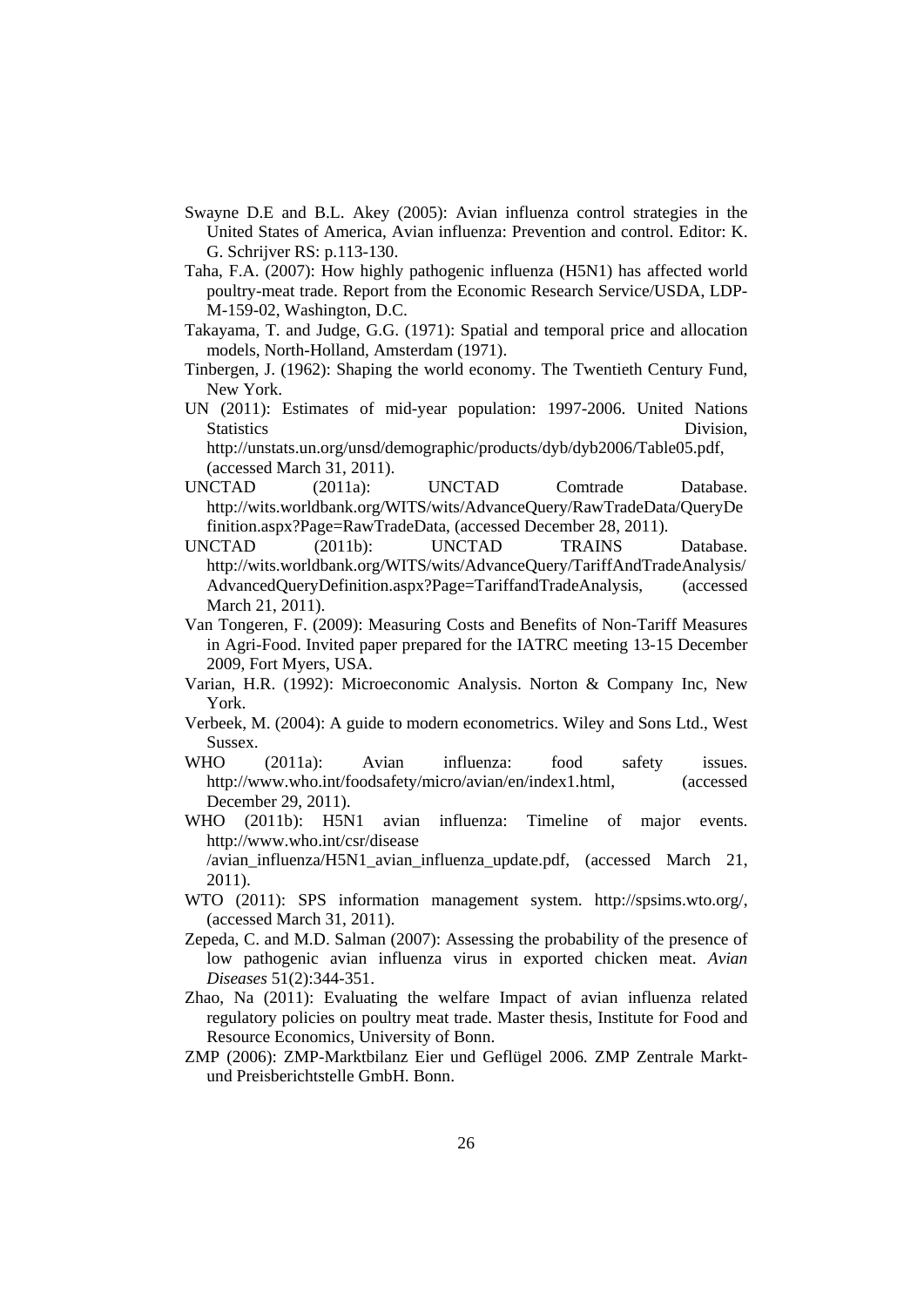Swayne D.E and B.L. Akey (2005): Avian influenza control strategies in the United States of America, Avian influenza: Prevention and control. Editor: K. G. Schrijver RS: p.113-130.

Taha, F.A. (2007): How highly pathogenic influenza (H5N1) has affected world poultry-meat trade. Report from the Economic Research Service/USDA, LDP-M-159-02, Washington, D.C.

Takayama, T. and Judge, G.G. (1971): Spatial and temporal price and allocation models, North-Holland, Amsterdam (1971).

Tinbergen, J. (1962): Shaping the world economy. The Twentieth Century Fund, New York.

UN (2011): Estimates of mid-year population: 1997-2006. United Nations Statistics Division, http://unstats.un.org/unsd/demographic/products/dyb/dyb2006/Table05.pdf, (accessed March 31, 2011).

UNCTAD (2011a): UNCTAD Comtrade Database. http://wits.worldbank.org/WITS/wits/AdvanceQuery/RawTradeData/QueryDefinition.aspx?Page=RawTradeData, (accessed December 28, 2011).

UNCTAD (2011b): UNCTAD TRAINS Database. http://wits.worldbank.org/WITS/wits/AdvanceQuery/TariffAndTradeAnalysis/AdvancedQueryDefinition.aspx?Page=TariffandTradeAnalysis, (accessed March 21, 2011).

Van Tongeren, F. (2009): Measuring Costs and Benefits of Non-Tariff Measures in Agri-Food. Invited paper prepared for the IATRC meeting 13-15 December 2009, Fort Myers, USA.

Varian, H.R. (1992): Microeconomic Analysis. Norton & Company Inc, New York.

Verbeek, M. (2004): A guide to modern econometrics. Wiley and Sons Ltd., West Sussex.

WHO (2011a): Avian influenza: food safety issues. http://www.who.int/foodsafety/micro/avian/en/index1.html, (accessed December 29, 2011).

WHO (2011b): H5N1 avian influenza: Timeline of major events. http://www.who.int/csr/disease/avian_influenza/H5N1_avian_influenza_update.pdf, (accessed March 21, 2011).

WTO (2011): SPS information management system. http://spsims.wto.org/, (accessed March 31, 2011).

Zepeda, C. and M.D. Salman (2007): Assessing the probability of the presence of low pathogenic avian influenza virus in exported chicken meat. *Avian Diseases* 51(2):344-351.

Zhao, Na (2011): Evaluating the welfare Impact of avian influenza related regulatory policies on poultry meat trade. Master thesis, Institute for Food and Resource Economics, University of Bonn.

ZMP (2006): ZMP-Marktbilanz Eier und Geflügel 2006. ZMP Zentrale Markt- und Preisberichtstelle GmbH. Bonn.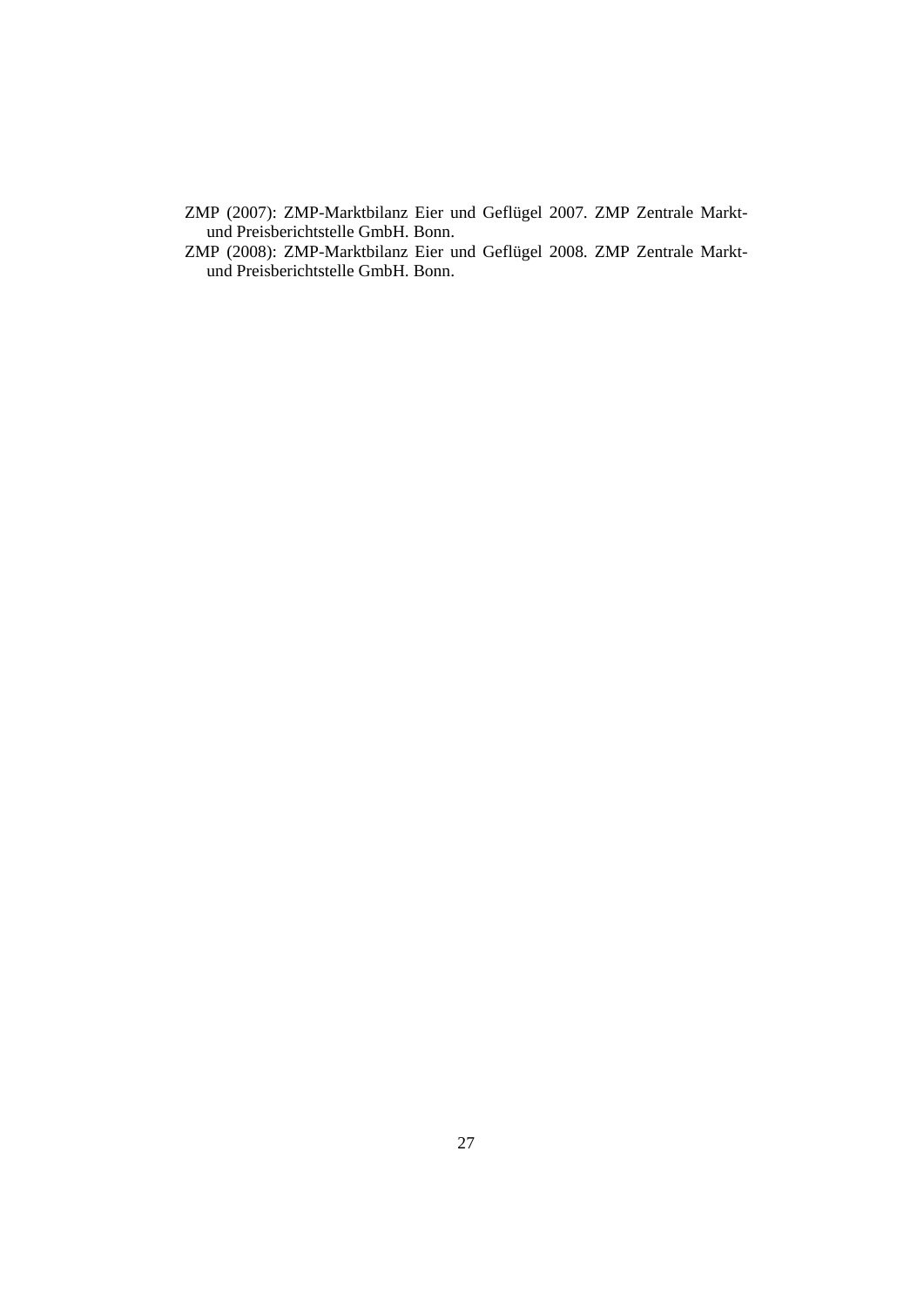ZMP (2007): ZMP-Marktbilanz Eier und Geflügel 2007. ZMP Zentrale Markt- und Preisberichtstelle GmbH. Bonn.

ZMP (2008): ZMP-Marktbilanz Eier und Geflügel 2008. ZMP Zentrale Markt- und Preisberichtstelle GmbH. Bonn.